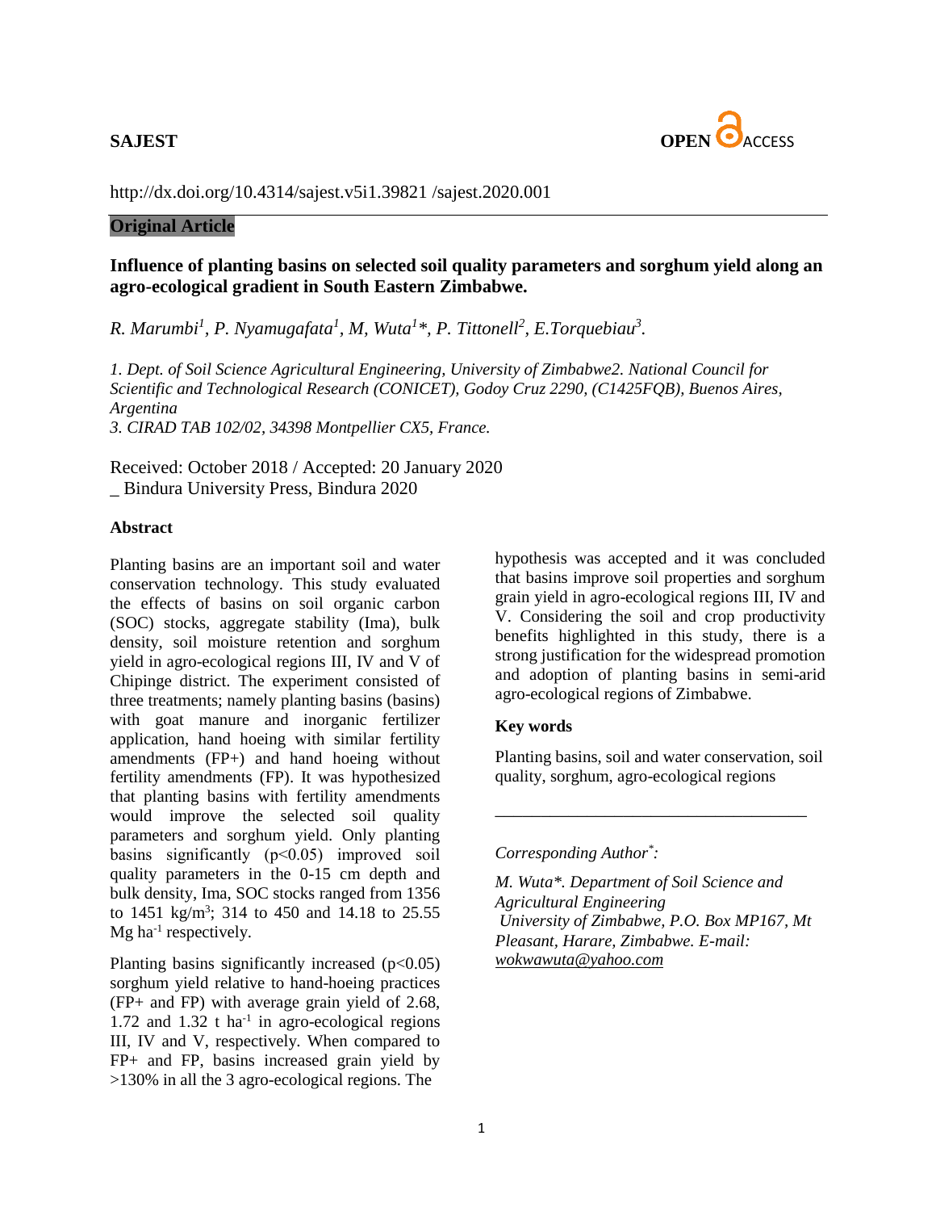**SAJEST**

**OPEN ACCESS**

http://dx.doi.org/10.4314/sajest.v5i1.39821 /sajest.2020.001

**Original Article**

# Influence of planting basins on selected soil quality parameters and sorghum yield along an agro-ecological gradient in South Eastern Zimbabwe.

*R. Marumbi[1], P. Nyamugafata[1], M, Wuta[1]\*, P. Tittonell[2], E.Torquebiau[3].*

*1. Dept. of Soil Science Agricultural Engineering, University of Zimbabwe2. National Council for Scientific and Technological Research (CONICET), Godoy Cruz 2290, (C1425FQB), Buenos Aires, Argentina*
*3. CIRAD TAB 102/02, 34398 Montpellier CX5, France.*

Received: October 2018 / Accepted: 20 January 2020
_ Bindura University Press, Bindura 2020

## Abstract

Planting basins are an important soil and water conservation technology. This study evaluated the effects of basins on soil organic carbon (SOC) stocks, aggregate stability (Ima), bulk density, soil moisture retention and sorghum yield in agro-ecological regions III, IV and V of Chipinge district. The experiment consisted of three treatments; namely planting basins (basins) with goat manure and inorganic fertilizer application, hand hoeing with similar fertility amendments (FP+) and hand hoeing without fertility amendments (FP). It was hypothesized that planting basins with fertility amendments would improve the selected soil quality parameters and sorghum yield. Only planting basins significantly ($p<0.05$) improved soil quality parameters in the 0-15 cm depth and bulk density, Ima, SOC stocks ranged from 1356 to 1451 kg/m$^3$; 314 to 450 and 14.18 to 25.55 Mg ha$^{-1}$ respectively.

Planting basins significantly increased ($p<0.05$) sorghum yield relative to hand-hoeing practices (FP+ and FP) with average grain yield of 2.68, 1.72 and 1.32 t ha$^{-1}$ in agro-ecological regions III, IV and V, respectively. When compared to FP+ and FP, basins increased grain yield by >130% in all the 3 agro-ecological regions. The hypothesis was accepted and it was concluded that basins improve soil properties and sorghum grain yield in agro-ecological regions III, IV and V. Considering the soil and crop productivity benefits highlighted in this study, there is a strong justification for the widespread promotion and adoption of planting basins in semi-arid agro-ecological regions of Zimbabwe.

## Key words

Planting basins, soil and water conservation, soil quality, sorghum, agro-ecological regions

---

*Corresponding Author\*:*

*M. Wuta\*. Department of Soil Science and Agricultural Engineering*
*University of Zimbabwe, P.O. Box MP167, Mt Pleasant, Harare, Zimbabwe. E-mail: wokwawuta@yahoo.com*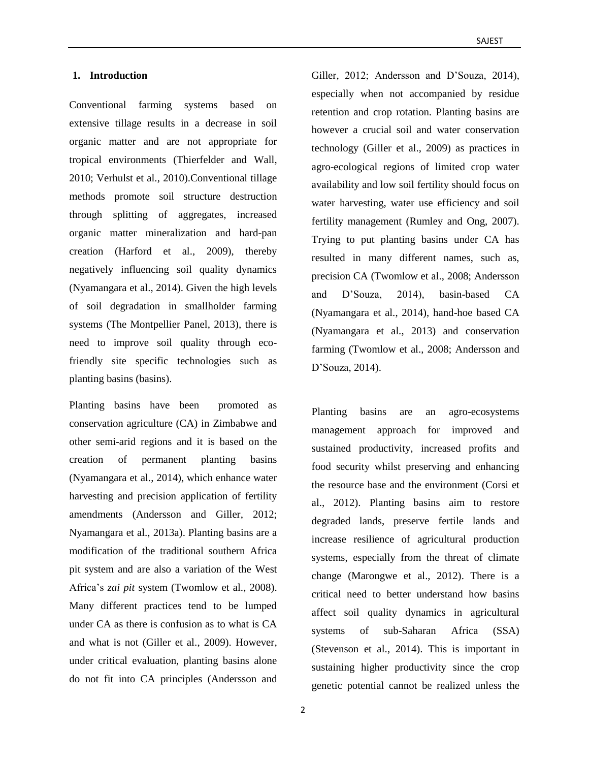## 1. Introduction

Conventional farming systems based on extensive tillage results in a decrease in soil organic matter and are not appropriate for tropical environments (Thierfelder and Wall, 2010; Verhulst et al., 2010).Conventional tillage methods promote soil structure destruction through splitting of aggregates, increased organic matter mineralization and hard-pan creation (Harford et al., 2009), thereby negatively influencing soil quality dynamics (Nyamangara et al., 2014). Given the high levels of soil degradation in smallholder farming systems (The Montpellier Panel, 2013), there is need to improve soil quality through eco-friendly site specific technologies such as planting basins (basins).

Planting basins have been promoted as conservation agriculture (CA) in Zimbabwe and other semi-arid regions and it is based on the creation of permanent planting basins (Nyamangara et al., 2014), which enhance water harvesting and precision application of fertility amendments (Andersson and Giller, 2012; Nyamangara et al., 2013a). Planting basins are a modification of the traditional southern Africa pit system and are also a variation of the West Africa's *zai pit* system (Twomlow et al., 2008). Many different practices tend to be lumped under CA as there is confusion as to what is CA and what is not (Giller et al., 2009). However, under critical evaluation, planting basins alone do not fit into CA principles (Andersson and Giller, 2012; Andersson and D'Souza, 2014), especially when not accompanied by residue retention and crop rotation. Planting basins are however a crucial soil and water conservation technology (Giller et al., 2009) as practices in agro-ecological regions of limited crop water availability and low soil fertility should focus on water harvesting, water use efficiency and soil fertility management (Rumley and Ong, 2007). Trying to put planting basins under CA has resulted in many different names, such as, precision CA (Twomlow et al., 2008; Andersson and D'Souza, 2014), basin-based CA (Nyamangara et al., 2014), hand-hoe based CA (Nyamangara et al., 2013) and conservation farming (Twomlow et al., 2008; Andersson and D'Souza, 2014).

Planting basins are an agro-ecosystems management approach for improved and sustained productivity, increased profits and food security whilst preserving and enhancing the resource base and the environment (Corsi et al., 2012). Planting basins aim to restore degraded lands, preserve fertile lands and increase resilience of agricultural production systems, especially from the threat of climate change (Marongwe et al., 2012). There is a critical need to better understand how basins affect soil quality dynamics in agricultural systems of sub-Saharan Africa (SSA) (Stevenson et al., 2014). This is important in sustaining higher productivity since the crop genetic potential cannot be realized unless the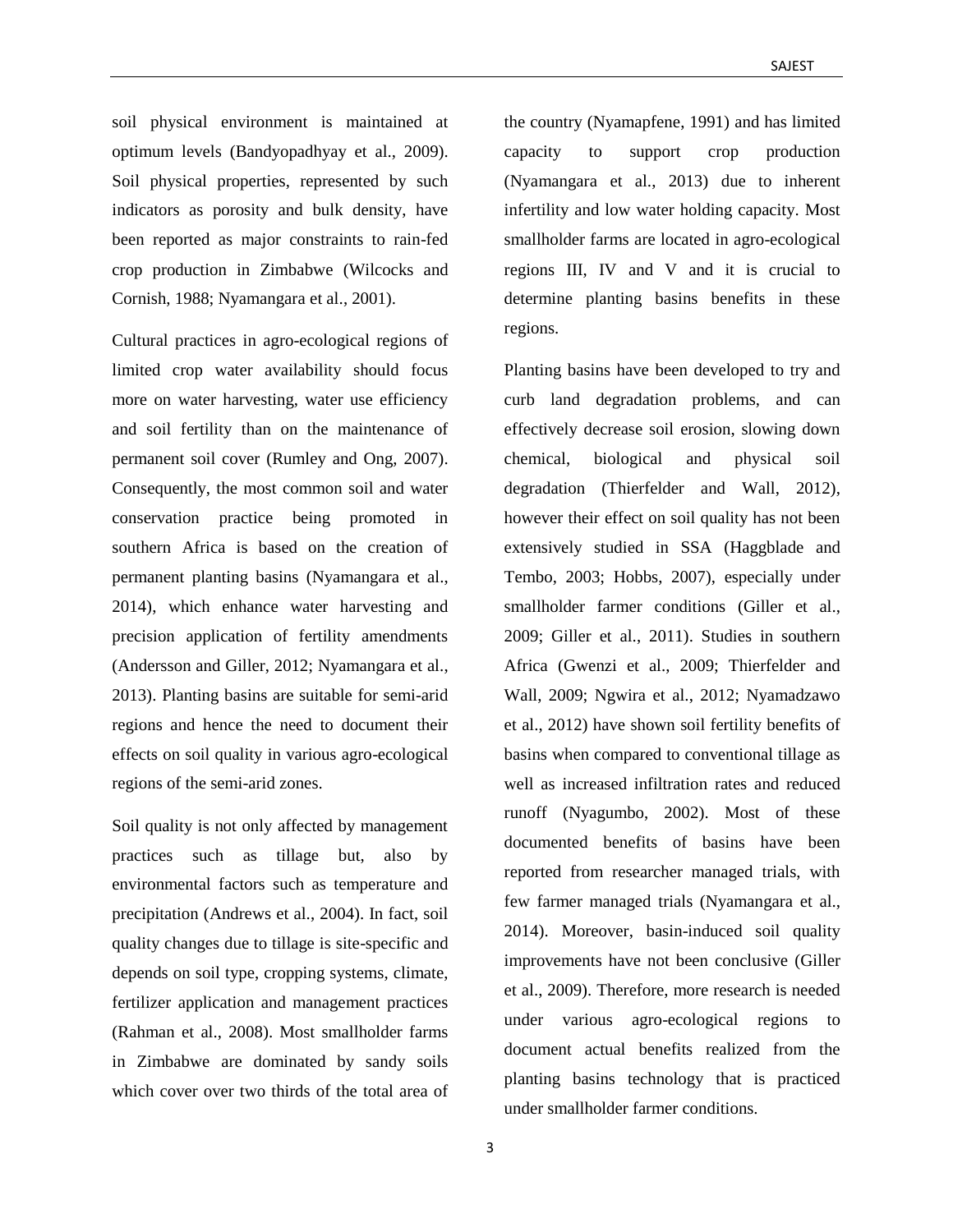soil physical environment is maintained at optimum levels (Bandyopadhyay et al., 2009). Soil physical properties, represented by such indicators as porosity and bulk density, have been reported as major constraints to rain-fed crop production in Zimbabwe (Wilcocks and Cornish, 1988; Nyamangara et al., 2001).

Cultural practices in agro-ecological regions of limited crop water availability should focus more on water harvesting, water use efficiency and soil fertility than on the maintenance of permanent soil cover (Rumley and Ong, 2007). Consequently, the most common soil and water conservation practice being promoted in southern Africa is based on the creation of permanent planting basins (Nyamangara et al., 2014), which enhance water harvesting and precision application of fertility amendments (Andersson and Giller, 2012; Nyamangara et al., 2013). Planting basins are suitable for semi-arid regions and hence the need to document their effects on soil quality in various agro-ecological regions of the semi-arid zones.

Soil quality is not only affected by management practices such as tillage but, also by environmental factors such as temperature and precipitation (Andrews et al., 2004). In fact, soil quality changes due to tillage is site-specific and depends on soil type, cropping systems, climate, fertilizer application and management practices (Rahman et al., 2008). Most smallholder farms in Zimbabwe are dominated by sandy soils which cover over two thirds of the total area of the country (Nyamapfene, 1991) and has limited capacity to support crop production (Nyamangara et al., 2013) due to inherent infertility and low water holding capacity. Most smallholder farms are located in agro-ecological regions III, IV and V and it is crucial to determine planting basins benefits in these regions.

Planting basins have been developed to try and curb land degradation problems, and can effectively decrease soil erosion, slowing down chemical, biological and physical soil degradation (Thierfelder and Wall, 2012), however their effect on soil quality has not been extensively studied in SSA (Haggblade and Tembo, 2003; Hobbs, 2007), especially under smallholder farmer conditions (Giller et al., 2009; Giller et al., 2011). Studies in southern Africa (Gwenzi et al., 2009; Thierfelder and Wall, 2009; Ngwira et al., 2012; Nyamadzawo et al., 2012) have shown soil fertility benefits of basins when compared to conventional tillage as well as increased infiltration rates and reduced runoff (Nyagumbo, 2002). Most of these documented benefits of basins have been reported from researcher managed trials, with few farmer managed trials (Nyamangara et al., 2014). Moreover, basin-induced soil quality improvements have not been conclusive (Giller et al., 2009). Therefore, more research is needed under various agro-ecological regions to document actual benefits realized from the planting basins technology that is practiced under smallholder farmer conditions.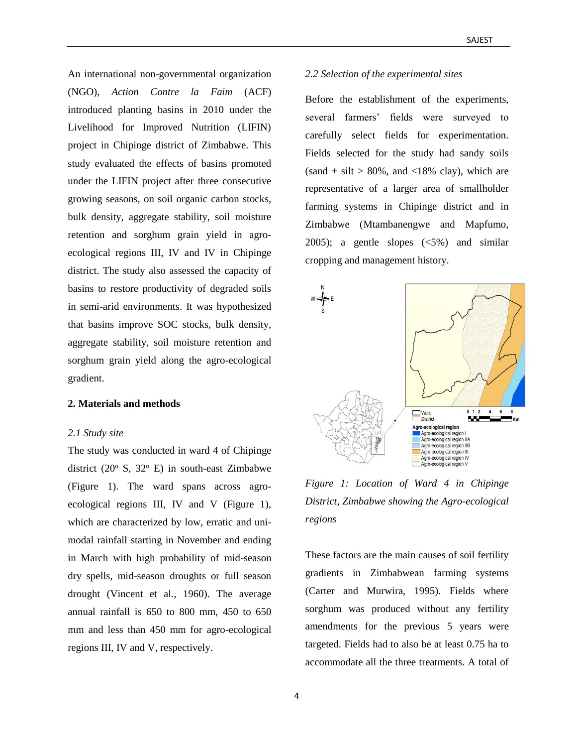An international non-governmental organization (NGO), *Action Contre la Faim* (ACF) introduced planting basins in 2010 under the Livelihood for Improved Nutrition (LIFIN) project in Chipinge district of Zimbabwe. This study evaluated the effects of basins promoted under the LIFIN project after three consecutive growing seasons, on soil organic carbon stocks, bulk density, aggregate stability, soil moisture retention and sorghum grain yield in agro-ecological regions III, IV and IV in Chipinge district. The study also assessed the capacity of basins to restore productivity of degraded soils in semi-arid environments. It was hypothesized that basins improve SOC stocks, bulk density, aggregate stability, soil moisture retention and sorghum grain yield along the agro-ecological gradient.

## 2. Materials and methods

### *2.1 Study site*

The study was conducted in ward 4 of Chipinge district (20$^{o}$ S, 32$^{o}$ E) in south-east Zimbabwe (Figure 1). The ward spans across agro-ecological regions III, IV and V (Figure 1), which are characterized by low, erratic and uni-modal rainfall starting in November and ending in March with high probability of mid-season dry spells, mid-season droughts or full season drought (Vincent et al., 1960). The average annual rainfall is 650 to 800 mm, 450 to 650 mm and less than 450 mm for agro-ecological regions III, IV and V, respectively.

### *2.2 Selection of the experimental sites*

Before the establishment of the experiments, several farmers' fields were surveyed to carefully select fields for experimentation. Fields selected for the study had sandy soils (sand + silt > 80%, and <18% clay), which are representative of a larger area of smallholder farming systems in Chipinge district and in Zimbabwe (Mtambanengwe and Mapfumo, 2005); a gentle slopes (<5%) and similar cropping and management history.

*Figure 1: Location of Ward 4 in Chipinge District, Zimbabwe showing the Agro-ecological regions*

These factors are the main causes of soil fertility gradients in Zimbabwean farming systems (Carter and Murwira, 1995). Fields where sorghum was produced without any fertility amendments for the previous 5 years were targeted. Fields had to also be at least 0.75 ha to accommodate all the three treatments. A total of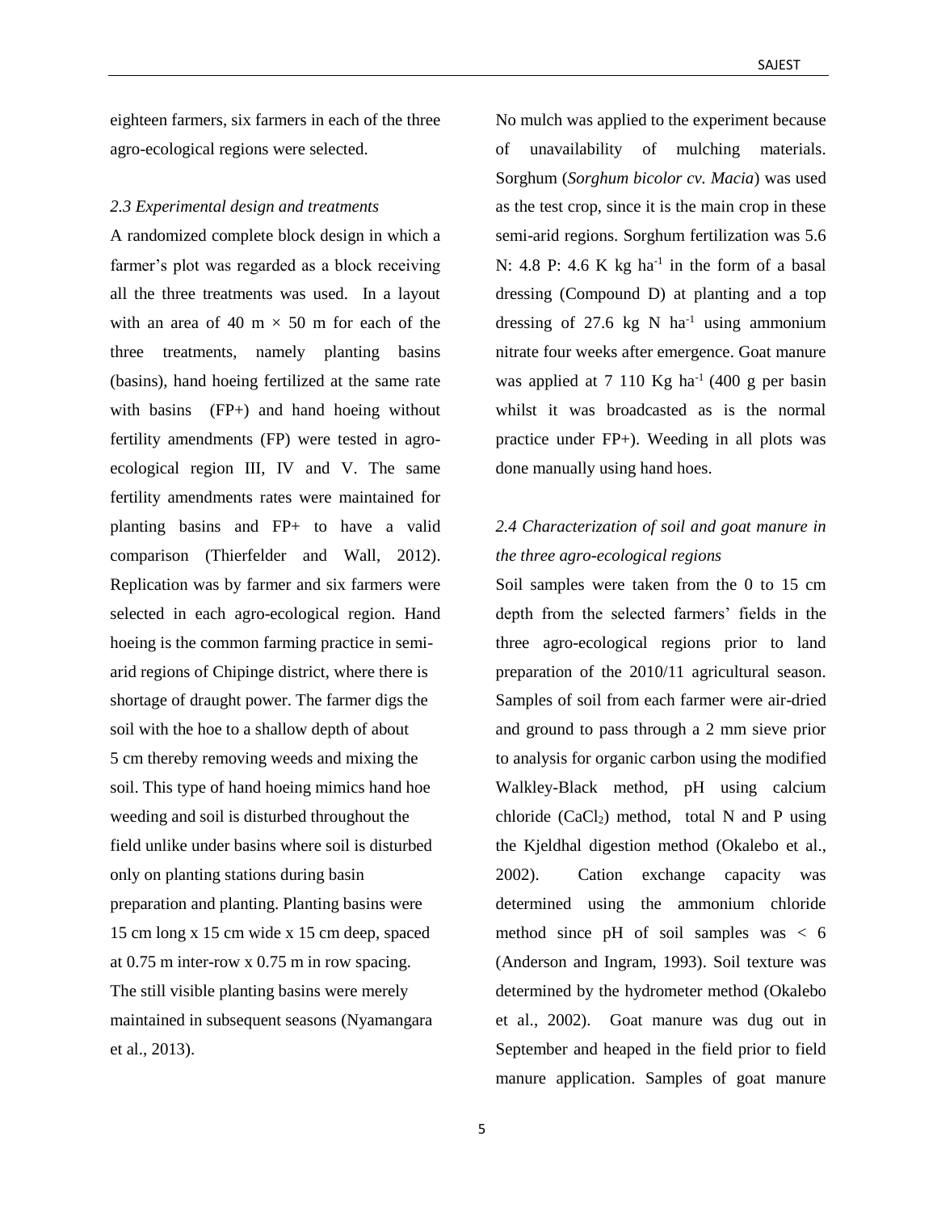eighteen farmers, six farmers in each of the three agro-ecological regions were selected.

### *2.3 Experimental design and treatments*

A randomized complete block design in which a farmer's plot was regarded as a block receiving all the three treatments was used. In a layout with an area of 40 m × 50 m for each of the three treatments, namely planting basins (basins), hand hoeing fertilized at the same rate with basins (FP+) and hand hoeing without fertility amendments (FP) were tested in agro-ecological region III, IV and V. The same fertility amendments rates were maintained for planting basins and FP+ to have a valid comparison (Thierfelder and Wall, 2012). Replication was by farmer and six farmers were selected in each agro-ecological region. Hand hoeing is the common farming practice in semi-arid regions of Chipinge district, where there is shortage of draught power. The farmer digs the soil with the hoe to a shallow depth of about 5 cm thereby removing weeds and mixing the soil. This type of hand hoeing mimics hand hoe weeding and soil is disturbed throughout the field unlike under basins where soil is disturbed only on planting stations during basin preparation and planting. Planting basins were 15 cm long x 15 cm wide x 15 cm deep, spaced at 0.75 m inter-row x 0.75 m in row spacing. The still visible planting basins were merely maintained in subsequent seasons (Nyamangara et al., 2013).

No mulch was applied to the experiment because of unavailability of mulching materials. Sorghum (*Sorghum bicolor cv. Macia*) was used as the test crop, since it is the main crop in these semi-arid regions. Sorghum fertilization was 5.6 N: 4.8 P: 4.6 K kg $ha^{-1}$ in the form of a basal dressing (Compound D) at planting and a top dressing of 27.6 kg N $ha^{-1}$ using ammonium nitrate four weeks after emergence. Goat manure was applied at 7 110 Kg $ha^{-1}$ (400 g per basin whilst it was broadcasted as is the normal practice under FP+). Weeding in all plots was done manually using hand hoes.

### *2.4 Characterization of soil and goat manure in the three agro-ecological regions*

Soil samples were taken from the 0 to 15 cm depth from the selected farmers' fields in the three agro-ecological regions prior to land preparation of the 2010/11 agricultural season. Samples of soil from each farmer were air-dried and ground to pass through a 2 mm sieve prior to analysis for organic carbon using the modified Walkley-Black method, pH using calcium chloride ($CaCl_2$) method, total N and P using the Kjeldhal digestion method (Okalebo et al., 2002). Cation exchange capacity was determined using the ammonium chloride method since pH of soil samples was < 6 (Anderson and Ingram, 1993). Soil texture was determined by the hydrometer method (Okalebo et al., 2002). Goat manure was dug out in September and heaped in the field prior to field manure application. Samples of goat manure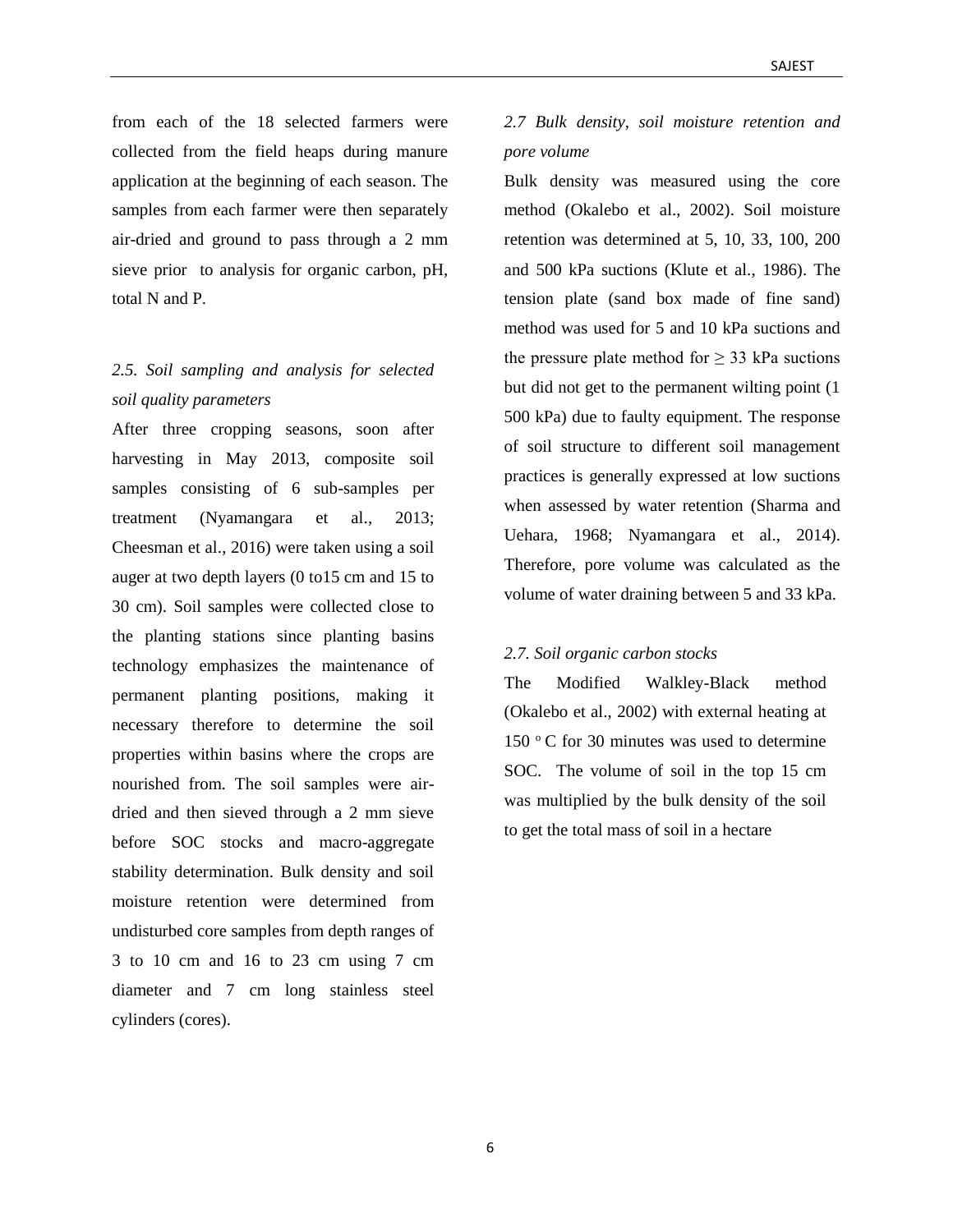from each of the 18 selected farmers were collected from the field heaps during manure application at the beginning of each season. The samples from each farmer were then separately air-dried and ground to pass through a 2 mm sieve prior to analysis for organic carbon, pH, total N and P.

### *2.5. Soil sampling and analysis for selected soil quality parameters*

After three cropping seasons, soon after harvesting in May 2013, composite soil samples consisting of 6 sub-samples per treatment (Nyamangara et al., 2013; Cheesman et al., 2016) were taken using a soil auger at two depth layers (0 to15 cm and 15 to 30 cm). Soil samples were collected close to the planting stations since planting basins technology emphasizes the maintenance of permanent planting positions, making it necessary therefore to determine the soil properties within basins where the crops are nourished from. The soil samples were air-dried and then sieved through a 2 mm sieve before SOC stocks and macro-aggregate stability determination. Bulk density and soil moisture retention were determined from undisturbed core samples from depth ranges of 3 to 10 cm and 16 to 23 cm using 7 cm diameter and 7 cm long stainless steel cylinders (cores).

### *2.7 Bulk density, soil moisture retention and pore volume*

Bulk density was measured using the core method (Okalebo et al., 2002). Soil moisture retention was determined at 5, 10, 33, 100, 200 and 500 kPa suctions (Klute et al., 1986). The tension plate (sand box made of fine sand) method was used for 5 and 10 kPa suctions and the pressure plate method for $\geq$ 33 kPa suctions but did not get to the permanent wilting point (1 500 kPa) due to faulty equipment. The response of soil structure to different soil management practices is generally expressed at low suctions when assessed by water retention (Sharma and Uehara, 1968; Nyamangara et al., 2014). Therefore, pore volume was calculated as the volume of water draining between 5 and 33 kPa.

### *2.7. Soil organic carbon stocks*

The Modified Walkley-Black method (Okalebo et al., 2002) with external heating at 150 $^{o}$ C for 30 minutes was used to determine SOC. The volume of soil in the top 15 cm was multiplied by the bulk density of the soil to get the total mass of soil in a hectare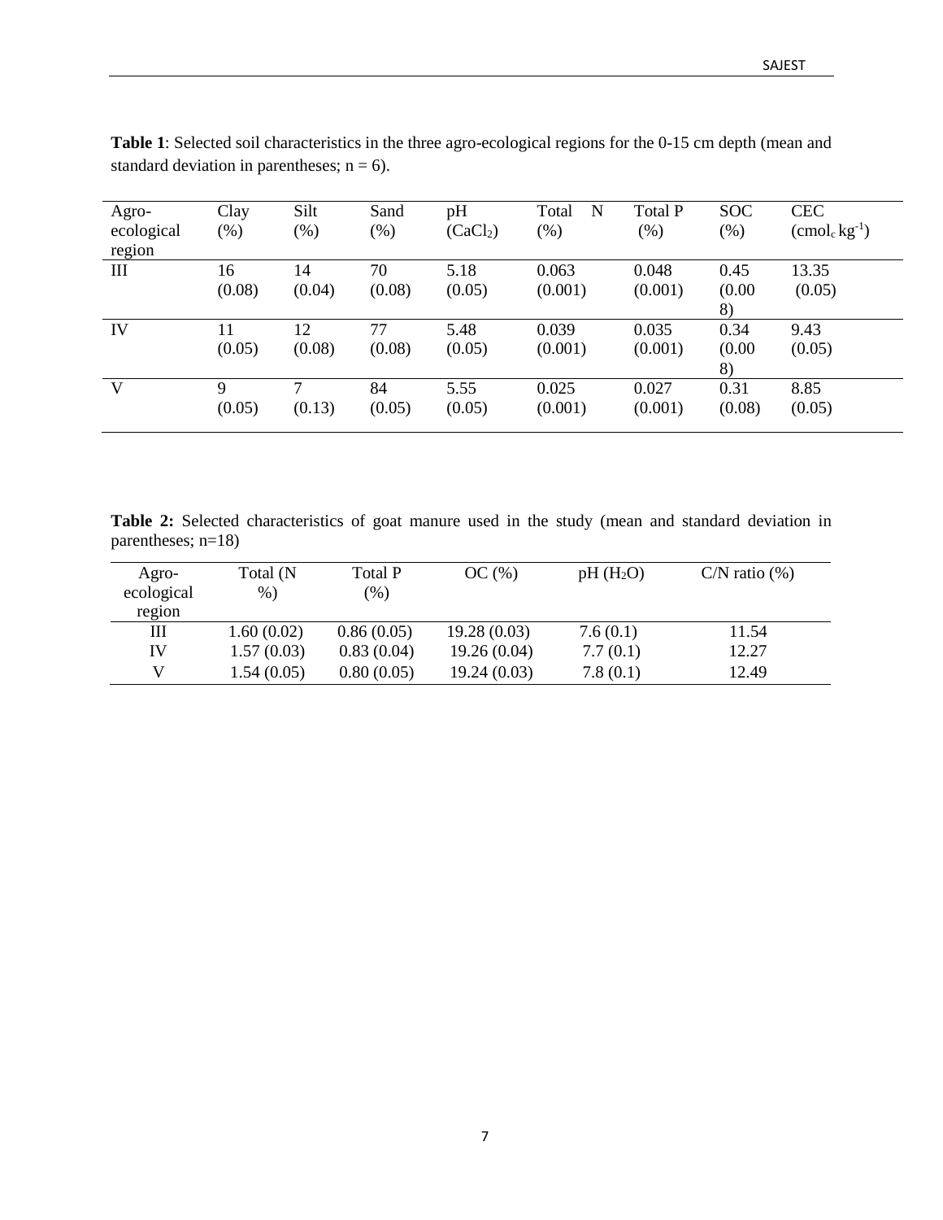**Table 1**: Selected soil characteristics in the three agro-ecological regions for the 0-15 cm depth (mean and standard deviation in parentheses; n = 6).

| Agro-ecological region | Clay (%) | Silt (%) | Sand (%) | pH ($CaCl_2$) | Total N (%) | Total P (%) | SOC (%) | CEC ($cmol_c\ kg^{-1}$) |
|---|---|---|---|---|---|---|---|---|
| III | 16 (0.08) | 14 (0.04) | 70 (0.08) | 5.18 (0.05) | 0.063 (0.001) | 0.048 (0.001) | 0.45 (0.008) | 13.35 (0.05) |
| IV | 11 (0.05) | 12 (0.08) | 77 (0.08) | 5.48 (0.05) | 0.039 (0.001) | 0.035 (0.001) | 0.34 (0.008) | 9.43 (0.05) |
| V | 9 (0.05) | 7 (0.13) | 84 (0.05) | 5.55 (0.05) | 0.025 (0.001) | 0.027 (0.001) | 0.31 (0.08) | 8.85 (0.05) |

**Table 2:** Selected characteristics of goat manure used in the study (mean and standard deviation in parentheses; n=18)

| Agro-ecological region | Total (N %) | Total P (%) | OC (%) | pH ($H_2O$) | C/N ratio (%) |
|---|---|---|---|---|---|
| III | 1.60 (0.02) | 0.86 (0.05) | 19.28 (0.03) | 7.6 (0.1) | 11.54 |
| IV | 1.57 (0.03) | 0.83 (0.04) | 19.26 (0.04) | 7.7 (0.1) | 12.27 |
| V | 1.54 (0.05) | 0.80 (0.05) | 19.24 (0.03) | 7.8 (0.1) | 12.49 |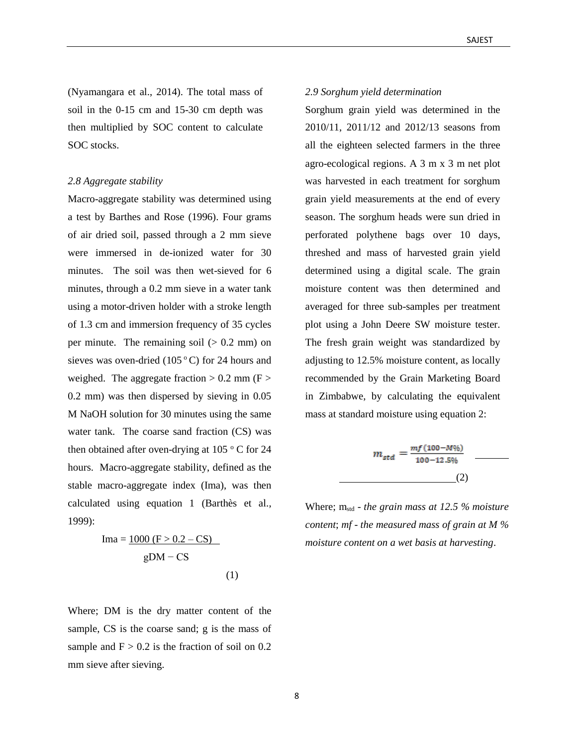(Nyamangara et al., 2014). The total mass of soil in the 0-15 cm and 15-30 cm depth was then multiplied by SOC content to calculate SOC stocks.

*2.8 Aggregate stability*

Macro-aggregate stability was determined using a test by Barthes and Rose (1996). Four grams of air dried soil, passed through a 2 mm sieve were immersed in de-ionized water for 30 minutes. The soil was then wet-sieved for 6 minutes, through a 0.2 mm sieve in a water tank using a motor-driven holder with a stroke length of 1.3 cm and immersion frequency of 35 cycles per minute. The remaining soil (> 0.2 mm) on sieves was oven-dried (105 $^{o}$C) for 24 hours and weighed. The aggregate fraction > 0.2 mm (F > 0.2 mm) was then dispersed by sieving in 0.05 M NaOH solution for 30 minutes using the same water tank. The coarse sand fraction (CS) was then obtained after oven-drying at 105 $^{o}$ C for 24 hours. Macro-aggregate stability, defined as the stable macro-aggregate index (Ima), was then calculated using equation 1 (Barthès et al., 1999):

$$Ima = \frac{1000\,(F > 0.2 - CS)}{gDM - CS} \qquad (1)$$

Where; DM is the dry matter content of the sample, CS is the coarse sand; g is the mass of sample and F > 0.2 is the fraction of soil on 0.2 mm sieve after sieving.

*2.9 Sorghum yield determination*

Sorghum grain yield was determined in the 2010/11, 2011/12 and 2012/13 seasons from all the eighteen selected farmers in the three agro-ecological regions. A 3 m x 3 m net plot was harvested in each treatment for sorghum grain yield measurements at the end of every season. The sorghum heads were sun dried in perforated polythene bags over 10 days, threshed and mass of harvested grain yield determined using a digital scale. The grain moisture content was then determined and averaged for three sub-samples per treatment plot using a John Deere SW moisture tester. The fresh grain weight was standardized by adjusting to 12.5% moisture content, as locally recommended by the Grain Marketing Board in Zimbabwe, by calculating the equivalent mass at standard moisture using equation 2:

$$m_{std} = \frac{mf\,(100 - M\%)}{100 - 12.5\%} \qquad (2)$$

Where; $m_{std}$ - *the grain mass at 12.5 % moisture content*; *mf - the measured mass of grain at M % moisture content on a wet basis at harvesting*.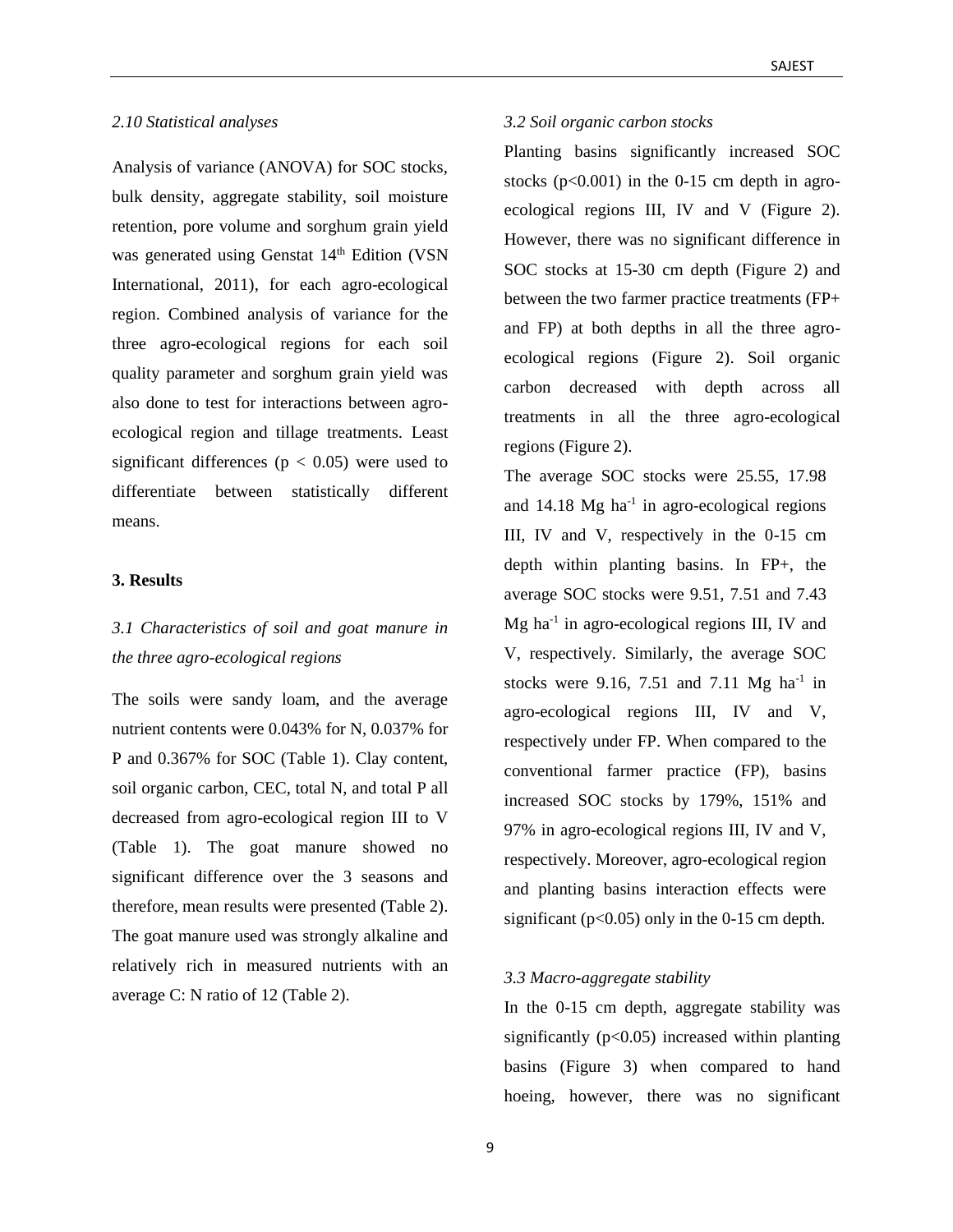### *2.10 Statistical analyses*

Analysis of variance (ANOVA) for SOC stocks, bulk density, aggregate stability, soil moisture retention, pore volume and sorghum grain yield was generated using Genstat 14th Edition (VSN International, 2011), for each agro-ecological region. Combined analysis of variance for the three agro-ecological regions for each soil quality parameter and sorghum grain yield was also done to test for interactions between agro-ecological region and tillage treatments. Least significant differences ($p < 0.05$) were used to differentiate between statistically different means.

## 3. Results

### *3.1 Characteristics of soil and goat manure in the three agro-ecological regions*

The soils were sandy loam, and the average nutrient contents were 0.043% for N, 0.037% for P and 0.367% for SOC (Table 1). Clay content, soil organic carbon, CEC, total N, and total P all decreased from agro-ecological region III to V (Table 1). The goat manure showed no significant difference over the 3 seasons and therefore, mean results were presented (Table 2). The goat manure used was strongly alkaline and relatively rich in measured nutrients with an average C: N ratio of 12 (Table 2).

### *3.2 Soil organic carbon stocks*

Planting basins significantly increased SOC stocks ($p<0.001$) in the 0-15 cm depth in agro-ecological regions III, IV and V (Figure 2). However, there was no significant difference in SOC stocks at 15-30 cm depth (Figure 2) and between the two farmer practice treatments (FP+ and FP) at both depths in all the three agro-ecological regions (Figure 2). Soil organic carbon decreased with depth across all treatments in all the three agro-ecological regions (Figure 2).

The average SOC stocks were 25.55, 17.98 and 14.18 Mg ha$^{-1}$ in agro-ecological regions III, IV and V, respectively in the 0-15 cm depth within planting basins. In FP+, the average SOC stocks were 9.51, 7.51 and 7.43 Mg ha$^{-1}$ in agro-ecological regions III, IV and V, respectively. Similarly, the average SOC stocks were 9.16, 7.51 and 7.11 Mg ha$^{-1}$ in agro-ecological regions III, IV and V, respectively under FP. When compared to the conventional farmer practice (FP), basins increased SOC stocks by 179%, 151% and 97% in agro-ecological regions III, IV and V, respectively. Moreover, agro-ecological region and planting basins interaction effects were significant ($p<0.05$) only in the 0-15 cm depth.

### *3.3 Macro-aggregate stability*

In the 0-15 cm depth, aggregate stability was significantly ($p<0.05$) increased within planting basins (Figure 3) when compared to hand hoeing, however, there was no significant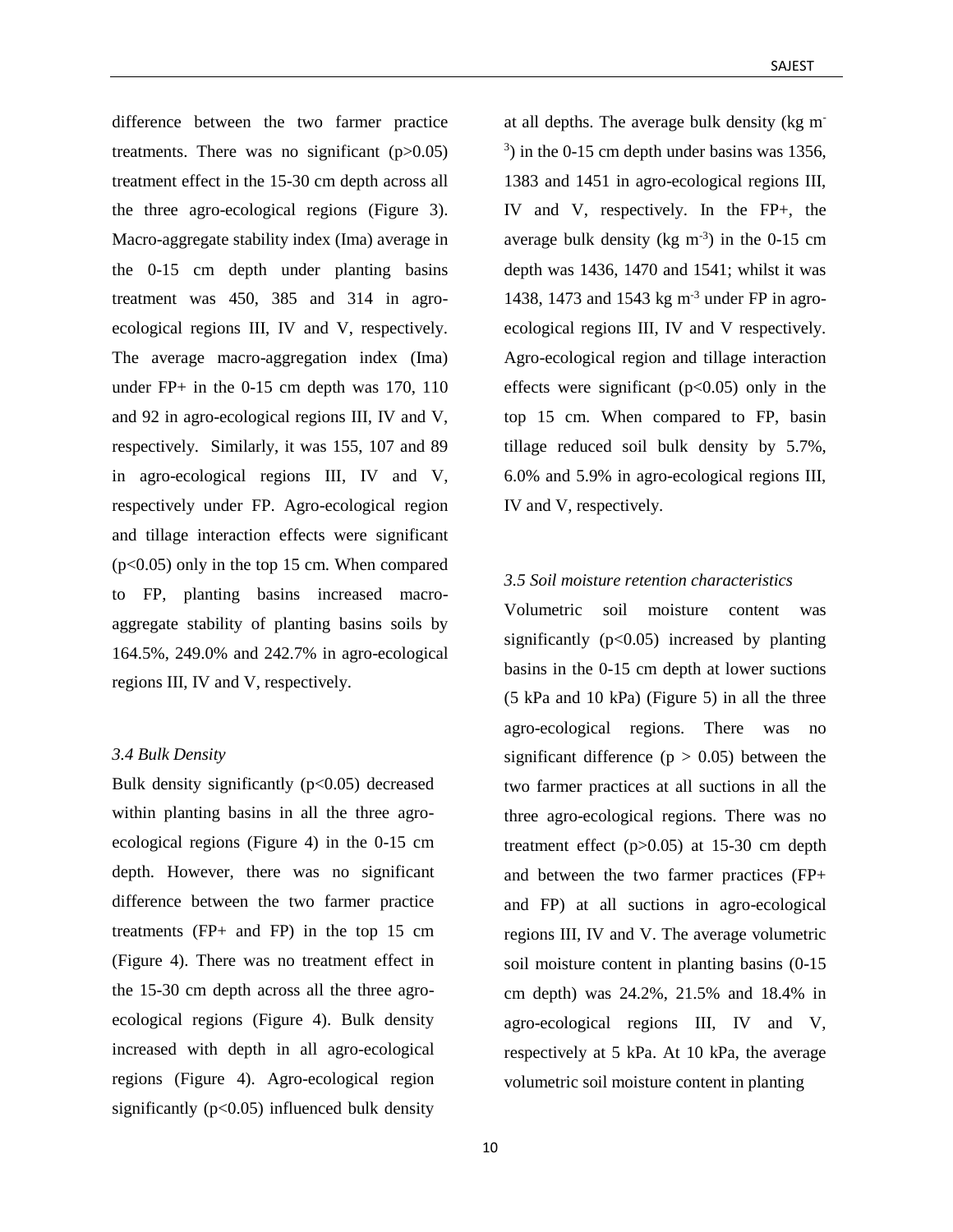difference between the two farmer practice treatments. There was no significant ($p>0.05$) treatment effect in the 15-30 cm depth across all the three agro-ecological regions (Figure 3). Macro-aggregate stability index (Ima) average in the 0-15 cm depth under planting basins treatment was 450, 385 and 314 in agro-ecological regions III, IV and V, respectively. The average macro-aggregation index (Ima) under FP+ in the 0-15 cm depth was 170, 110 and 92 in agro-ecological regions III, IV and V, respectively. Similarly, it was 155, 107 and 89 in agro-ecological regions III, IV and V, respectively under FP. Agro-ecological region and tillage interaction effects were significant ($p<0.05$) only in the top 15 cm. When compared to FP, planting basins increased macro-aggregate stability of planting basins soils by 164.5%, 249.0% and 242.7% in agro-ecological regions III, IV and V, respectively.

### *3.4 Bulk Density*

Bulk density significantly ($p<0.05$) decreased within planting basins in all the three agro-ecological regions (Figure 4) in the 0-15 cm depth. However, there was no significant difference between the two farmer practice treatments (FP+ and FP) in the top 15 cm (Figure 4). There was no treatment effect in the 15-30 cm depth across all the three agro-ecological regions (Figure 4). Bulk density increased with depth in all agro-ecological regions (Figure 4). Agro-ecological region significantly ($p<0.05$) influenced bulk density at all depths. The average bulk density (kg $m^{-3}$) in the 0-15 cm depth under basins was 1356, 1383 and 1451 in agro-ecological regions III, IV and V, respectively. In the FP+, the average bulk density (kg $m^{-3}$) in the 0-15 cm depth was 1436, 1470 and 1541; whilst it was 1438, 1473 and 1543 kg $m^{-3}$ under FP in agro-ecological regions III, IV and V respectively. Agro-ecological region and tillage interaction effects were significant ($p<0.05$) only in the top 15 cm. When compared to FP, basin tillage reduced soil bulk density by 5.7%, 6.0% and 5.9% in agro-ecological regions III, IV and V, respectively.

### *3.5 Soil moisture retention characteristics*

Volumetric soil moisture content was significantly ($p<0.05$) increased by planting basins in the 0-15 cm depth at lower suctions (5 kPa and 10 kPa) (Figure 5) in all the three agro-ecological regions. There was no significant difference ($p > 0.05$) between the two farmer practices at all suctions in all the three agro-ecological regions. There was no treatment effect ($p>0.05$) at 15-30 cm depth and between the two farmer practices (FP+ and FP) at all suctions in agro-ecological regions III, IV and V. The average volumetric soil moisture content in planting basins (0-15 cm depth) was 24.2%, 21.5% and 18.4% in agro-ecological regions III, IV and V, respectively at 5 kPa. At 10 kPa, the average volumetric soil moisture content in planting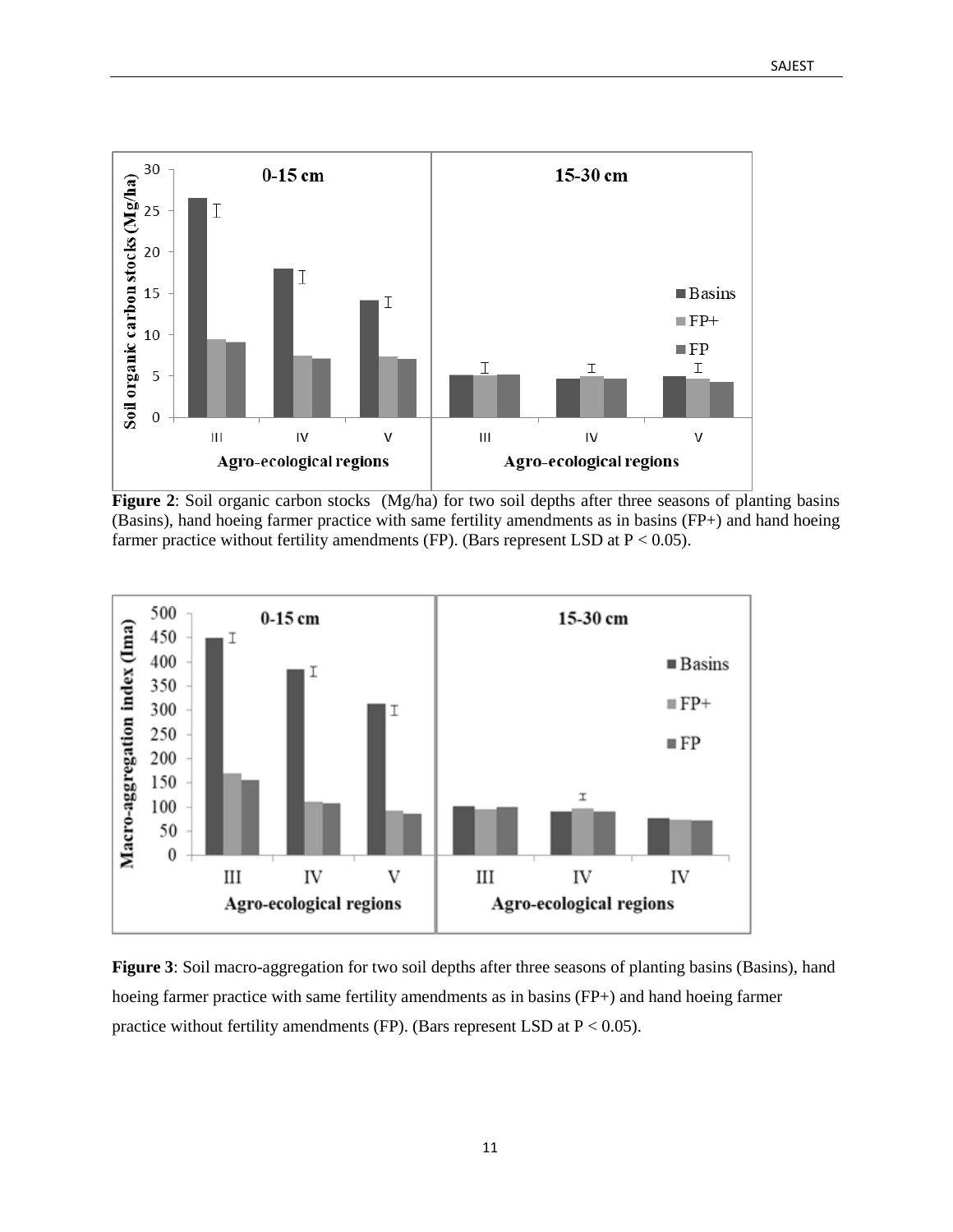**Figure 2**: Soil organic carbon stocks (Mg/ha) for two soil depths after three seasons of planting basins (Basins), hand hoeing farmer practice with same fertility amendments as in basins (FP+) and hand hoeing farmer practice without fertility amendments (FP). (Bars represent LSD at $P < 0.05$).

**Figure 3**: Soil macro-aggregation for two soil depths after three seasons of planting basins (Basins), hand hoeing farmer practice with same fertility amendments as in basins (FP+) and hand hoeing farmer practice without fertility amendments (FP). (Bars represent LSD at $P < 0.05$).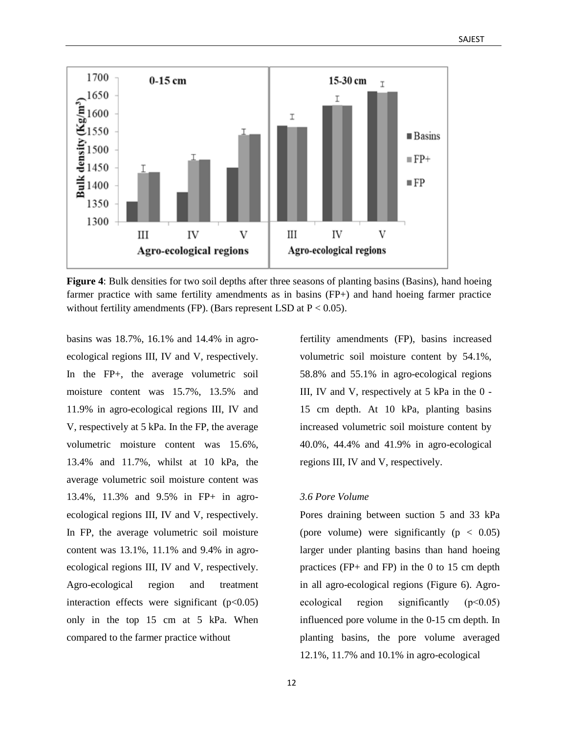**Figure 4**: Bulk densities for two soil depths after three seasons of planting basins (Basins), hand hoeing farmer practice with same fertility amendments as in basins (FP+) and hand hoeing farmer practice without fertility amendments (FP). (Bars represent LSD at $P < 0.05$).

basins was 18.7%, 16.1% and 14.4% in agro-ecological regions III, IV and V, respectively. In the FP+, the average volumetric soil moisture content was 15.7%, 13.5% and 11.9% in agro-ecological regions III, IV and V, respectively at 5 kPa. In the FP, the average volumetric moisture content was 15.6%, 13.4% and 11.7%, whilst at 10 kPa, the average volumetric soil moisture content was 13.4%, 11.3% and 9.5% in FP+ in agro-ecological regions III, IV and V, respectively. In FP, the average volumetric soil moisture content was 13.1%, 11.1% and 9.4% in agro-ecological regions III, IV and V, respectively. Agro-ecological region and treatment interaction effects were significant ($p<0.05$) only in the top 15 cm at 5 kPa. When compared to the farmer practice without fertility amendments (FP), basins increased volumetric soil moisture content by 54.1%, 58.8% and 55.1% in agro-ecological regions III, IV and V, respectively at 5 kPa in the 0 - 15 cm depth. At 10 kPa, planting basins increased volumetric soil moisture content by 40.0%, 44.4% and 41.9% in agro-ecological regions III, IV and V, respectively.

### *3.6 Pore Volume*

Pores draining between suction 5 and 33 kPa (pore volume) were significantly ($p < 0.05$) larger under planting basins than hand hoeing practices (FP+ and FP) in the 0 to 15 cm depth in all agro-ecological regions (Figure 6). Agro-ecological region significantly ($p<0.05$) influenced pore volume in the 0-15 cm depth. In planting basins, the pore volume averaged 12.1%, 11.7% and 10.1% in agro-ecological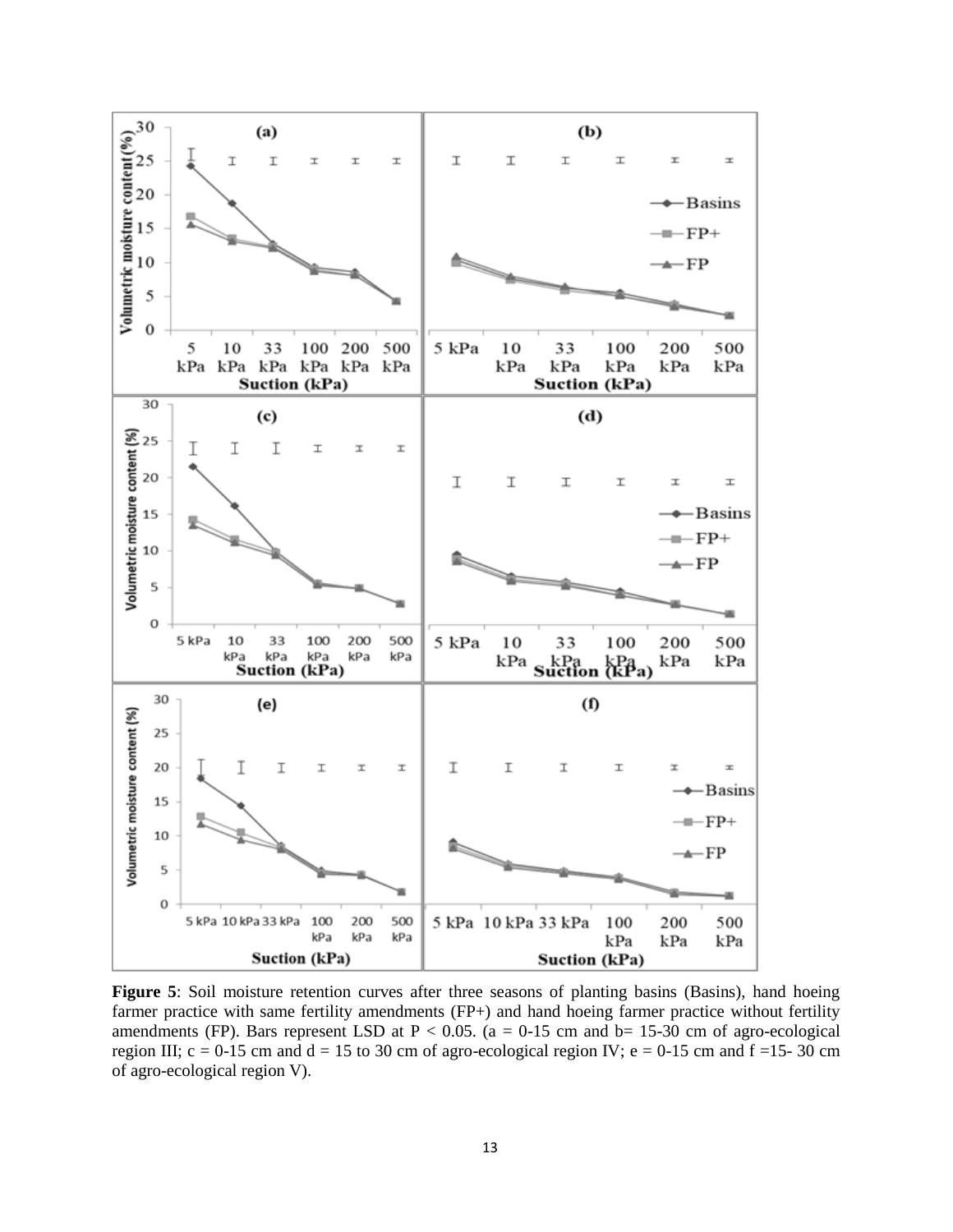**Figure 5**: Soil moisture retention curves after three seasons of planting basins (Basins), hand hoeing farmer practice with same fertility amendments (FP+) and hand hoeing farmer practice without fertility amendments (FP). Bars represent LSD at $P < 0.05$. (a = 0-15 cm and b= 15-30 cm of agro-ecological region III; c = 0-15 cm and d = 15 to 30 cm of agro-ecological region IV; e = 0-15 cm and f =15- 30 cm of agro-ecological region V).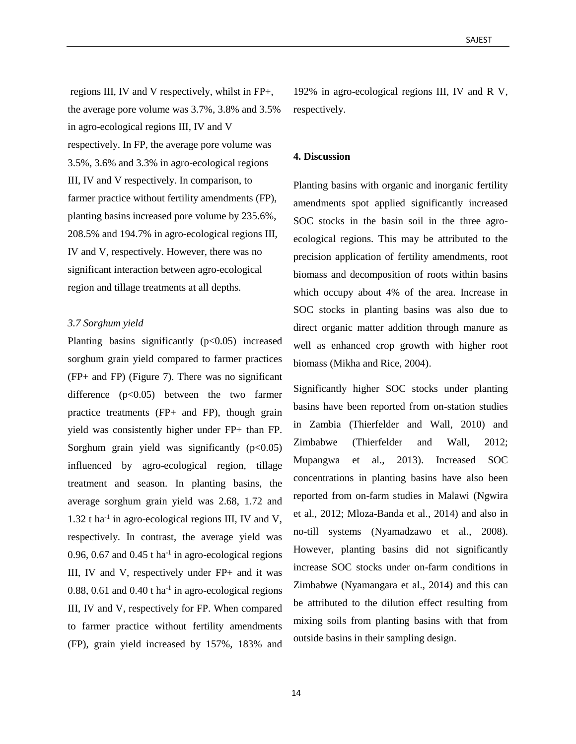regions III, IV and V respectively, whilst in FP+, the average pore volume was 3.7%, 3.8% and 3.5% in agro-ecological regions III, IV and V respectively. In FP, the average pore volume was 3.5%, 3.6% and 3.3% in agro-ecological regions III, IV and V respectively. In comparison, to farmer practice without fertility amendments (FP), planting basins increased pore volume by 235.6%, 208.5% and 194.7% in agro-ecological regions III, IV and V, respectively. However, there was no significant interaction between agro-ecological region and tillage treatments at all depths.

### *3.7 Sorghum yield*

Planting basins significantly ($p<0.05$) increased sorghum grain yield compared to farmer practices (FP+ and FP) (Figure 7). There was no significant difference ($p<0.05$) between the two farmer practice treatments (FP+ and FP), though grain yield was consistently higher under FP+ than FP. Sorghum grain yield was significantly ($p<0.05$) influenced by agro-ecological region, tillage treatment and season. In planting basins, the average sorghum grain yield was 2.68, 1.72 and 1.32 t $ha^{-1}$ in agro-ecological regions III, IV and V, respectively. In contrast, the average yield was 0.96, 0.67 and 0.45 t $ha^{-1}$ in agro-ecological regions III, IV and V, respectively under FP+ and it was 0.88, 0.61 and 0.40 t $ha^{-1}$ in agro-ecological regions III, IV and V, respectively for FP. When compared to farmer practice without fertility amendments (FP), grain yield increased by 157%, 183% and 192% in agro-ecological regions III, IV and R V, respectively.

## 4. Discussion

Planting basins with organic and inorganic fertility amendments spot applied significantly increased SOC stocks in the basin soil in the three agro-ecological regions. This may be attributed to the precision application of fertility amendments, root biomass and decomposition of roots within basins which occupy about 4% of the area. Increase in SOC stocks in planting basins was also due to direct organic matter addition through manure as well as enhanced crop growth with higher root biomass (Mikha and Rice, 2004).

Significantly higher SOC stocks under planting basins have been reported from on-station studies in Zambia (Thierfelder and Wall, 2010) and Zimbabwe (Thierfelder and Wall, 2012; Mupangwa et al., 2013). Increased SOC concentrations in planting basins have also been reported from on-farm studies in Malawi (Ngwira et al., 2012; Mloza-Banda et al., 2014) and also in no-till systems (Nyamadzawo et al., 2008). However, planting basins did not significantly increase SOC stocks under on-farm conditions in Zimbabwe (Nyamangara et al., 2014) and this can be attributed to the dilution effect resulting from mixing soils from planting basins with that from outside basins in their sampling design.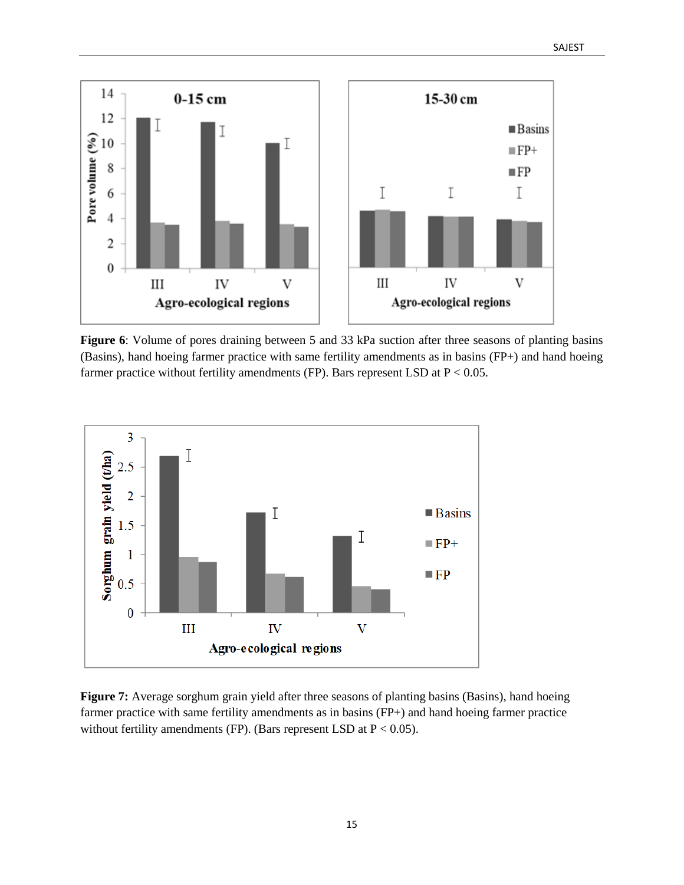**Figure 6**: Volume of pores draining between 5 and 33 kPa suction after three seasons of planting basins (Basins), hand hoeing farmer practice with same fertility amendments as in basins (FP+) and hand hoeing farmer practice without fertility amendments (FP). Bars represent LSD at P < 0.05.

**Figure 7:** Average sorghum grain yield after three seasons of planting basins (Basins), hand hoeing farmer practice with same fertility amendments as in basins (FP+) and hand hoeing farmer practice without fertility amendments (FP). (Bars represent LSD at P < 0.05).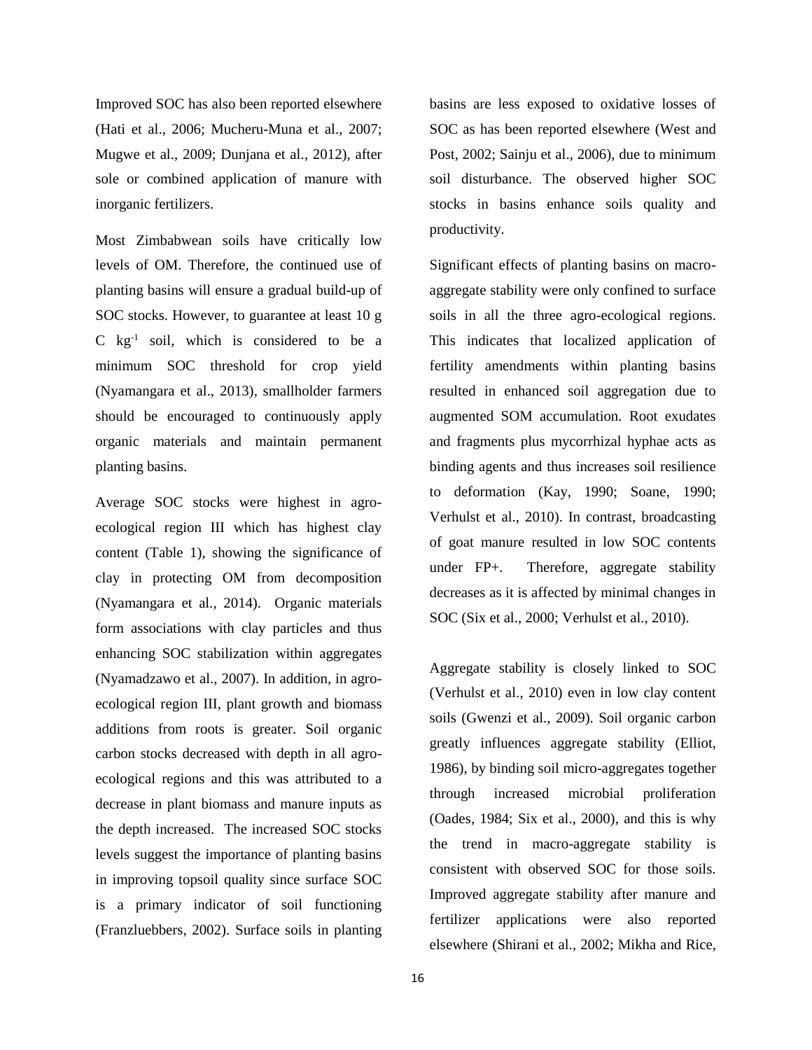Improved SOC has also been reported elsewhere (Hati et al., 2006; Mucheru-Muna et al., 2007; Mugwe et al., 2009; Dunjana et al., 2012), after sole or combined application of manure with inorganic fertilizers.

Most Zimbabwean soils have critically low levels of OM. Therefore, the continued use of planting basins will ensure a gradual build-up of SOC stocks. However, to guarantee at least 10 g C $kg^{-1}$ soil, which is considered to be a minimum SOC threshold for crop yield (Nyamangara et al., 2013), smallholder farmers should be encouraged to continuously apply organic materials and maintain permanent planting basins.

Average SOC stocks were highest in agro-ecological region III which has highest clay content (Table 1), showing the significance of clay in protecting OM from decomposition (Nyamangara et al., 2014). Organic materials form associations with clay particles and thus enhancing SOC stabilization within aggregates (Nyamadzawo et al., 2007). In addition, in agro-ecological region III, plant growth and biomass additions from roots is greater. Soil organic carbon stocks decreased with depth in all agro-ecological regions and this was attributed to a decrease in plant biomass and manure inputs as the depth increased. The increased SOC stocks levels suggest the importance of planting basins in improving topsoil quality since surface SOC is a primary indicator of soil functioning (Franzluebbers, 2002). Surface soils in planting basins are less exposed to oxidative losses of SOC as has been reported elsewhere (West and Post, 2002; Sainju et al., 2006), due to minimum soil disturbance. The observed higher SOC stocks in basins enhance soils quality and productivity.

Significant effects of planting basins on macro-aggregate stability were only confined to surface soils in all the three agro-ecological regions. This indicates that localized application of fertility amendments within planting basins resulted in enhanced soil aggregation due to augmented SOM accumulation. Root exudates and fragments plus mycorrhizal hyphae acts as binding agents and thus increases soil resilience to deformation (Kay, 1990; Soane, 1990; Verhulst et al., 2010). In contrast, broadcasting of goat manure resulted in low SOC contents under FP+. Therefore, aggregate stability decreases as it is affected by minimal changes in SOC (Six et al., 2000; Verhulst et al., 2010).

Aggregate stability is closely linked to SOC (Verhulst et al., 2010) even in low clay content soils (Gwenzi et al., 2009). Soil organic carbon greatly influences aggregate stability (Elliot, 1986), by binding soil micro-aggregates together through increased microbial proliferation (Oades, 1984; Six et al., 2000), and this is why the trend in macro-aggregate stability is consistent with observed SOC for those soils. Improved aggregate stability after manure and fertilizer applications were also reported elsewhere (Shirani et al., 2002; Mikha and Rice,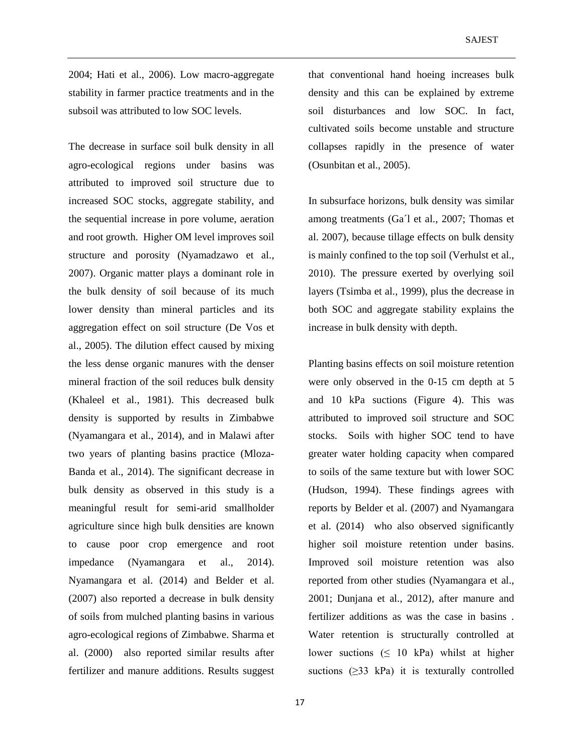2004; Hati et al., 2006). Low macro-aggregate stability in farmer practice treatments and in the subsoil was attributed to low SOC levels.

The decrease in surface soil bulk density in all agro-ecological regions under basins was attributed to improved soil structure due to increased SOC stocks, aggregate stability, and the sequential increase in pore volume, aeration and root growth. Higher OM level improves soil structure and porosity (Nyamadzawo et al., 2007). Organic matter plays a dominant role in the bulk density of soil because of its much lower density than mineral particles and its aggregation effect on soil structure (De Vos et al., 2005). The dilution effect caused by mixing the less dense organic manures with the denser mineral fraction of the soil reduces bulk density (Khaleel et al., 1981). This decreased bulk density is supported by results in Zimbabwe (Nyamangara et al., 2014), and in Malawi after two years of planting basins practice (Mloza-Banda et al., 2014). The significant decrease in bulk density as observed in this study is a meaningful result for semi-arid smallholder agriculture since high bulk densities are known to cause poor crop emergence and root impedance (Nyamangara et al., 2014). Nyamangara et al. (2014) and Belder et al. (2007) also reported a decrease in bulk density of soils from mulched planting basins in various agro-ecological regions of Zimbabwe. Sharma et al. (2000) also reported similar results after fertilizer and manure additions. Results suggest that conventional hand hoeing increases bulk density and this can be explained by extreme soil disturbances and low SOC. In fact, cultivated soils become unstable and structure collapses rapidly in the presence of water (Osunbitan et al., 2005).

In subsurface horizons, bulk density was similar among treatments (Ga´l et al., 2007; Thomas et al. 2007), because tillage effects on bulk density is mainly confined to the top soil (Verhulst et al., 2010). The pressure exerted by overlying soil layers (Tsimba et al., 1999), plus the decrease in both SOC and aggregate stability explains the increase in bulk density with depth.

Planting basins effects on soil moisture retention were only observed in the 0-15 cm depth at 5 and 10 kPa suctions (Figure 4). This was attributed to improved soil structure and SOC stocks. Soils with higher SOC tend to have greater water holding capacity when compared to soils of the same texture but with lower SOC (Hudson, 1994). These findings agrees with reports by Belder et al. (2007) and Nyamangara et al. (2014) who also observed significantly higher soil moisture retention under basins. Improved soil moisture retention was also reported from other studies (Nyamangara et al., 2001; Dunjana et al., 2012), after manure and fertilizer additions as was the case in basins . Water retention is structurally controlled at lower suctions ($\leq$ 10 kPa) whilst at higher suctions ($\geq$33 kPa) it is texturally controlled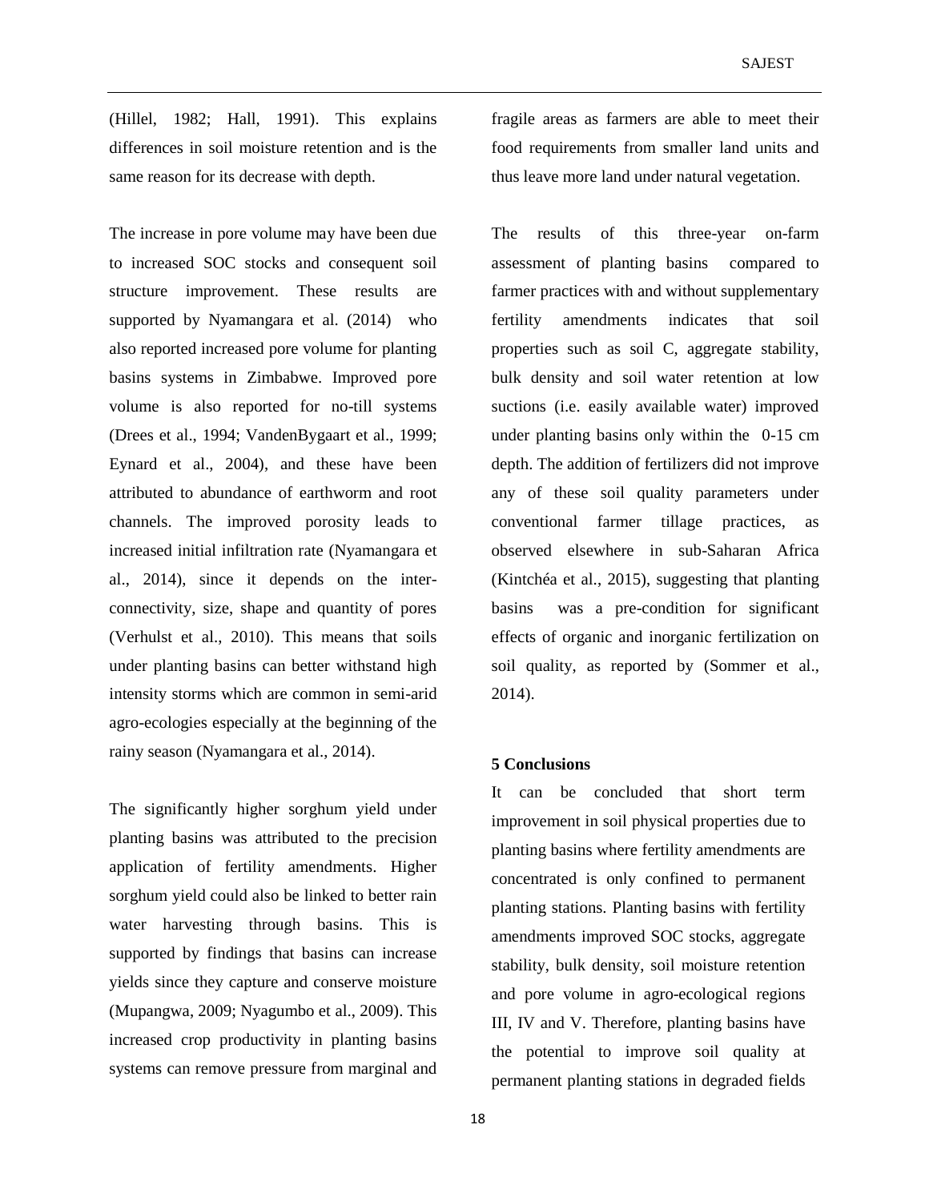(Hillel, 1982; Hall, 1991). This explains differences in soil moisture retention and is the same reason for its decrease with depth.

The increase in pore volume may have been due to increased SOC stocks and consequent soil structure improvement. These results are supported by Nyamangara et al. (2014) who also reported increased pore volume for planting basins systems in Zimbabwe. Improved pore volume is also reported for no-till systems (Drees et al., 1994; VandenBygaart et al., 1999; Eynard et al., 2004), and these have been attributed to abundance of earthworm and root channels. The improved porosity leads to increased initial infiltration rate (Nyamangara et al., 2014), since it depends on the inter-connectivity, size, shape and quantity of pores (Verhulst et al., 2010). This means that soils under planting basins can better withstand high intensity storms which are common in semi-arid agro-ecologies especially at the beginning of the rainy season (Nyamangara et al., 2014).

The significantly higher sorghum yield under planting basins was attributed to the precision application of fertility amendments. Higher sorghum yield could also be linked to better rain water harvesting through basins. This is supported by findings that basins can increase yields since they capture and conserve moisture (Mupangwa, 2009; Nyagumbo et al., 2009). This increased crop productivity in planting basins systems can remove pressure from marginal and fragile areas as farmers are able to meet their food requirements from smaller land units and thus leave more land under natural vegetation.

The results of this three-year on-farm assessment of planting basins compared to farmer practices with and without supplementary fertility amendments indicates that soil properties such as soil C, aggregate stability, bulk density and soil water retention at low suctions (i.e. easily available water) improved under planting basins only within the 0-15 cm depth. The addition of fertilizers did not improve any of these soil quality parameters under conventional farmer tillage practices, as observed elsewhere in sub-Saharan Africa (Kintchéa et al., 2015), suggesting that planting basins was a pre-condition for significant effects of organic and inorganic fertilization on soil quality, as reported by (Sommer et al., 2014).

## 5 Conclusions

It can be concluded that short term improvement in soil physical properties due to planting basins where fertility amendments are concentrated is only confined to permanent planting stations. Planting basins with fertility amendments improved SOC stocks, aggregate stability, bulk density, soil moisture retention and pore volume in agro-ecological regions III, IV and V. Therefore, planting basins have the potential to improve soil quality at permanent planting stations in degraded fields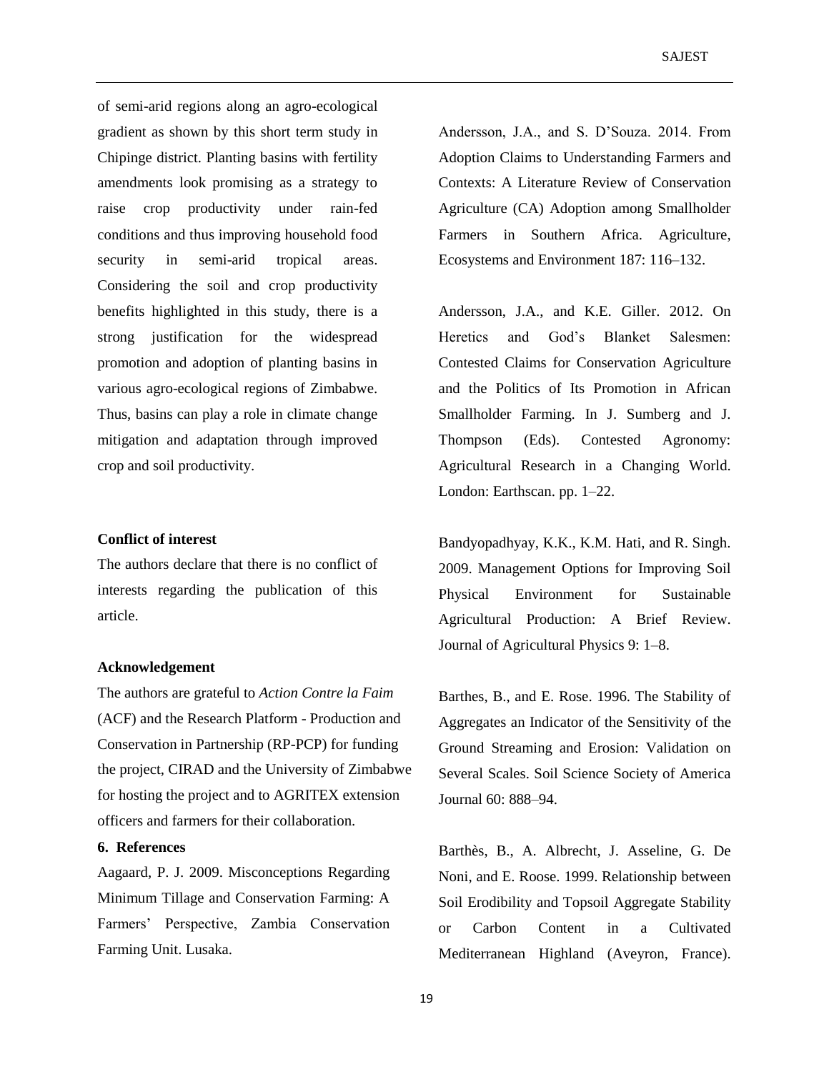of semi-arid regions along an agro-ecological gradient as shown by this short term study in Chipinge district. Planting basins with fertility amendments look promising as a strategy to raise crop productivity under rain-fed conditions and thus improving household food security in semi-arid tropical areas. Considering the soil and crop productivity benefits highlighted in this study, there is a strong justification for the widespread promotion and adoption of planting basins in various agro-ecological regions of Zimbabwe. Thus, basins can play a role in climate change mitigation and adaptation through improved crop and soil productivity.

### Conflict of interest

The authors declare that there is no conflict of interests regarding the publication of this article.

### Acknowledgement

The authors are grateful to *Action Contre la Faim* (ACF) and the Research Platform - Production and Conservation in Partnership (RP-PCP) for funding the project, CIRAD and the University of Zimbabwe for hosting the project and to AGRITEX extension officers and farmers for their collaboration.

## 6. References

Aagaard, P. J. 2009. Misconceptions Regarding Minimum Tillage and Conservation Farming: A Farmers' Perspective, Zambia Conservation Farming Unit. Lusaka.

Andersson, J.A., and S. D'Souza. 2014. From Adoption Claims to Understanding Farmers and Contexts: A Literature Review of Conservation Agriculture (CA) Adoption among Smallholder Farmers in Southern Africa. Agriculture, Ecosystems and Environment 187: 116–132.

Andersson, J.A., and K.E. Giller. 2012. On Heretics and God's Blanket Salesmen: Contested Claims for Conservation Agriculture and the Politics of Its Promotion in African Smallholder Farming. In J. Sumberg and J. Thompson (Eds). Contested Agronomy: Agricultural Research in a Changing World. London: Earthscan. pp. 1–22.

Bandyopadhyay, K.K., K.M. Hati, and R. Singh. 2009. Management Options for Improving Soil Physical Environment for Sustainable Agricultural Production: A Brief Review. Journal of Agricultural Physics 9: 1–8.

Barthes, B., and E. Rose. 1996. The Stability of Aggregates an Indicator of the Sensitivity of the Ground Streaming and Erosion: Validation on Several Scales. Soil Science Society of America Journal 60: 888–94.

Barthès, B., A. Albrecht, J. Asseline, G. De Noni, and E. Roose. 1999. Relationship between Soil Erodibility and Topsoil Aggregate Stability or Carbon Content in a Cultivated Mediterranean Highland (Aveyron, France).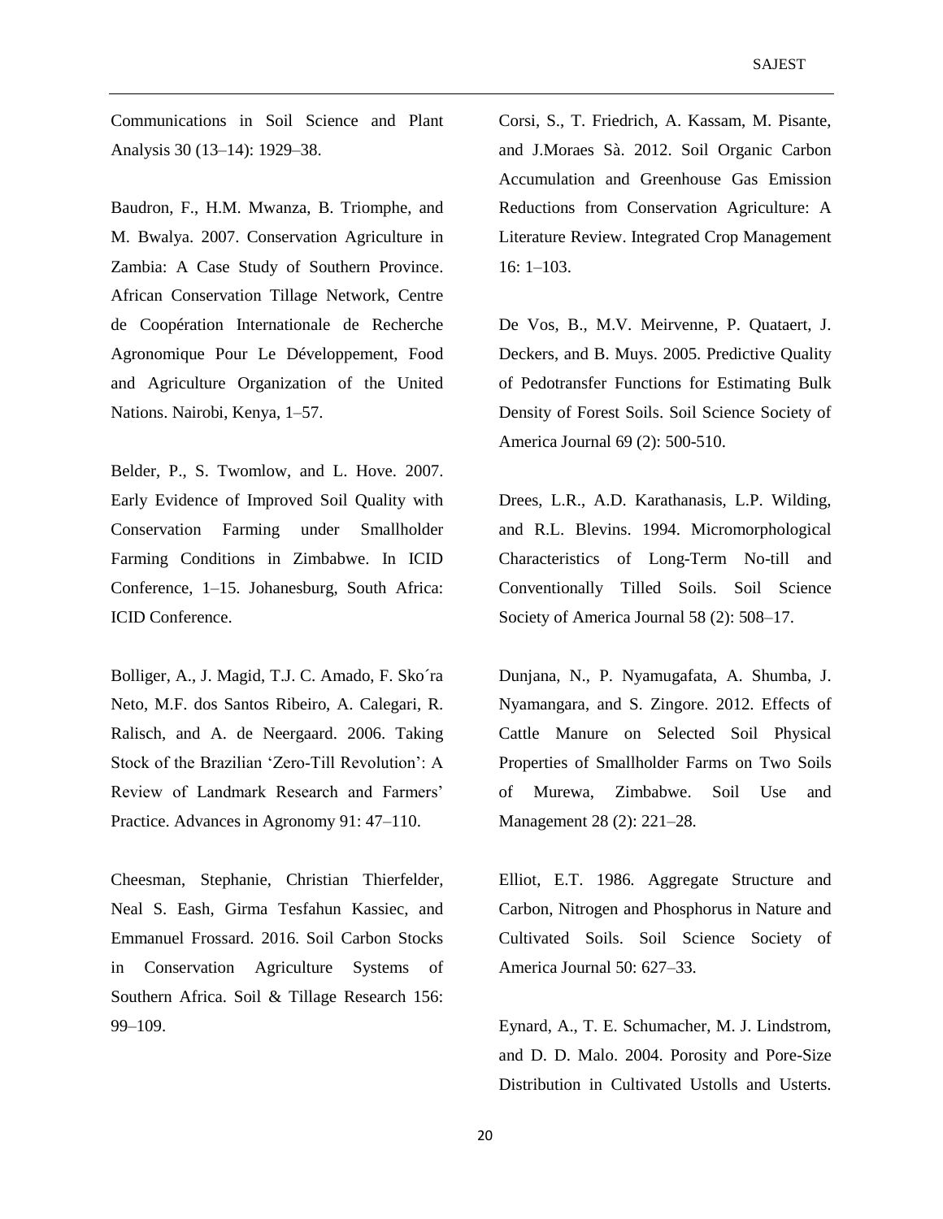Communications in Soil Science and Plant Analysis 30 (13–14): 1929–38.

Baudron, F., H.M. Mwanza, B. Triomphe, and M. Bwalya. 2007. Conservation Agriculture in Zambia: A Case Study of Southern Province. African Conservation Tillage Network, Centre de Coopération Internationale de Recherche Agronomique Pour Le Développement, Food and Agriculture Organization of the United Nations. Nairobi, Kenya, 1–57.

Belder, P., S. Twomlow, and L. Hove. 2007. Early Evidence of Improved Soil Quality with Conservation Farming under Smallholder Farming Conditions in Zimbabwe. In ICID Conference, 1–15. Johanesburg, South Africa: ICID Conference.

Bolliger, A., J. Magid, T.J. C. Amado, F. Sko´ra Neto, M.F. dos Santos Ribeiro, A. Calegari, R. Ralisch, and A. de Neergaard. 2006. Taking Stock of the Brazilian 'Zero-Till Revolution': A Review of Landmark Research and Farmers' Practice. Advances in Agronomy 91: 47–110.

Cheesman, Stephanie, Christian Thierfelder, Neal S. Eash, Girma Tesfahun Kassiec, and Emmanuel Frossard. 2016. Soil Carbon Stocks in Conservation Agriculture Systems of Southern Africa. Soil & Tillage Research 156: 99–109.

Corsi, S., T. Friedrich, A. Kassam, M. Pisante, and J.Moraes Sà. 2012. Soil Organic Carbon Accumulation and Greenhouse Gas Emission Reductions from Conservation Agriculture: A Literature Review. Integrated Crop Management 16: 1–103.

De Vos, B., M.V. Meirvenne, P. Quataert, J. Deckers, and B. Muys. 2005. Predictive Quality of Pedotransfer Functions for Estimating Bulk Density of Forest Soils. Soil Science Society of America Journal 69 (2): 500-510.

Drees, L.R., A.D. Karathanasis, L.P. Wilding, and R.L. Blevins. 1994. Micromorphological Characteristics of Long-Term No-till and Conventionally Tilled Soils. Soil Science Society of America Journal 58 (2): 508–17.

Dunjana, N., P. Nyamugafata, A. Shumba, J. Nyamangara, and S. Zingore. 2012. Effects of Cattle Manure on Selected Soil Physical Properties of Smallholder Farms on Two Soils of Murewa, Zimbabwe. Soil Use and Management 28 (2): 221–28.

Elliot, E.T. 1986. Aggregate Structure and Carbon, Nitrogen and Phosphorus in Nature and Cultivated Soils. Soil Science Society of America Journal 50: 627–33.

Eynard, A., T. E. Schumacher, M. J. Lindstrom, and D. D. Malo. 2004. Porosity and Pore-Size Distribution in Cultivated Ustolls and Usterts.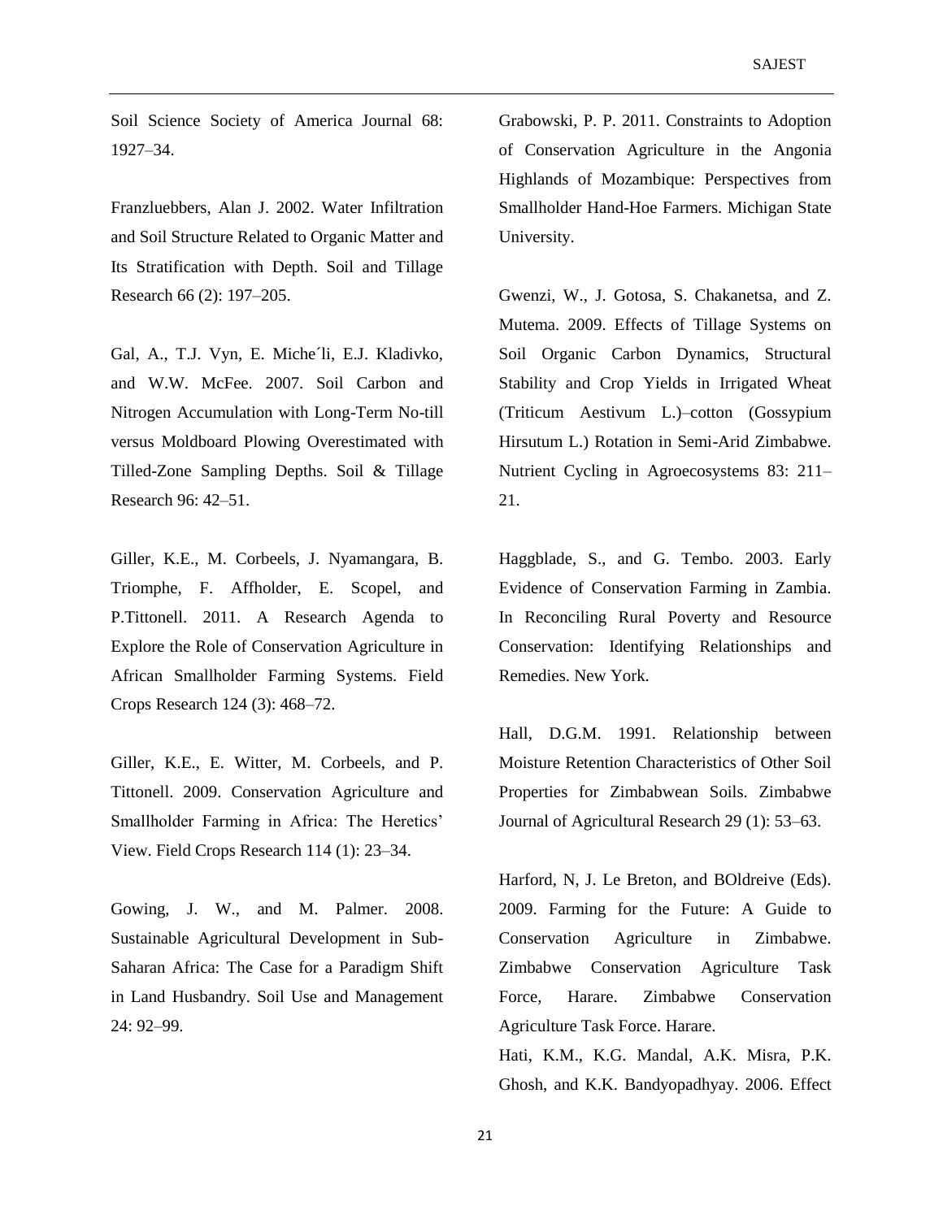Soil Science Society of America Journal 68: 1927–34.

Franzluebbers, Alan J. 2002. Water Infiltration and Soil Structure Related to Organic Matter and Its Stratification with Depth. Soil and Tillage Research 66 (2): 197–205.

Gal, A., T.J. Vyn, E. Miche´li, E.J. Kladivko, and W.W. McFee. 2007. Soil Carbon and Nitrogen Accumulation with Long-Term No-till versus Moldboard Plowing Overestimated with Tilled-Zone Sampling Depths. Soil & Tillage Research 96: 42–51.

Giller, K.E., M. Corbeels, J. Nyamangara, B. Triomphe, F. Affholder, E. Scopel, and P.Tittonell. 2011. A Research Agenda to Explore the Role of Conservation Agriculture in African Smallholder Farming Systems. Field Crops Research 124 (3): 468–72.

Giller, K.E., E. Witter, M. Corbeels, and P. Tittonell. 2009. Conservation Agriculture and Smallholder Farming in Africa: The Heretics' View. Field Crops Research 114 (1): 23–34.

Gowing, J. W., and M. Palmer. 2008. Sustainable Agricultural Development in Sub-Saharan Africa: The Case for a Paradigm Shift in Land Husbandry. Soil Use and Management 24: 92–99.

Grabowski, P. P. 2011. Constraints to Adoption of Conservation Agriculture in the Angonia Highlands of Mozambique: Perspectives from Smallholder Hand-Hoe Farmers. Michigan State University.

Gwenzi, W., J. Gotosa, S. Chakanetsa, and Z. Mutema. 2009. Effects of Tillage Systems on Soil Organic Carbon Dynamics, Structural Stability and Crop Yields in Irrigated Wheat (Triticum Aestivum L.)–cotton (Gossypium Hirsutum L.) Rotation in Semi-Arid Zimbabwe. Nutrient Cycling in Agroecosystems 83: 211–21.

Haggblade, S., and G. Tembo. 2003. Early Evidence of Conservation Farming in Zambia. In Reconciling Rural Poverty and Resource Conservation: Identifying Relationships and Remedies. New York.

Hall, D.G.M. 1991. Relationship between Moisture Retention Characteristics of Other Soil Properties for Zimbabwean Soils. Zimbabwe Journal of Agricultural Research 29 (1): 53–63.

Harford, N, J. Le Breton, and BOldreive (Eds). 2009. Farming for the Future: A Guide to Conservation Agriculture in Zimbabwe. Zimbabwe Conservation Agriculture Task Force, Harare. Zimbabwe Conservation Agriculture Task Force. Harare.

Hati, K.M., K.G. Mandal, A.K. Misra, P.K. Ghosh, and K.K. Bandyopadhyay. 2006. Effect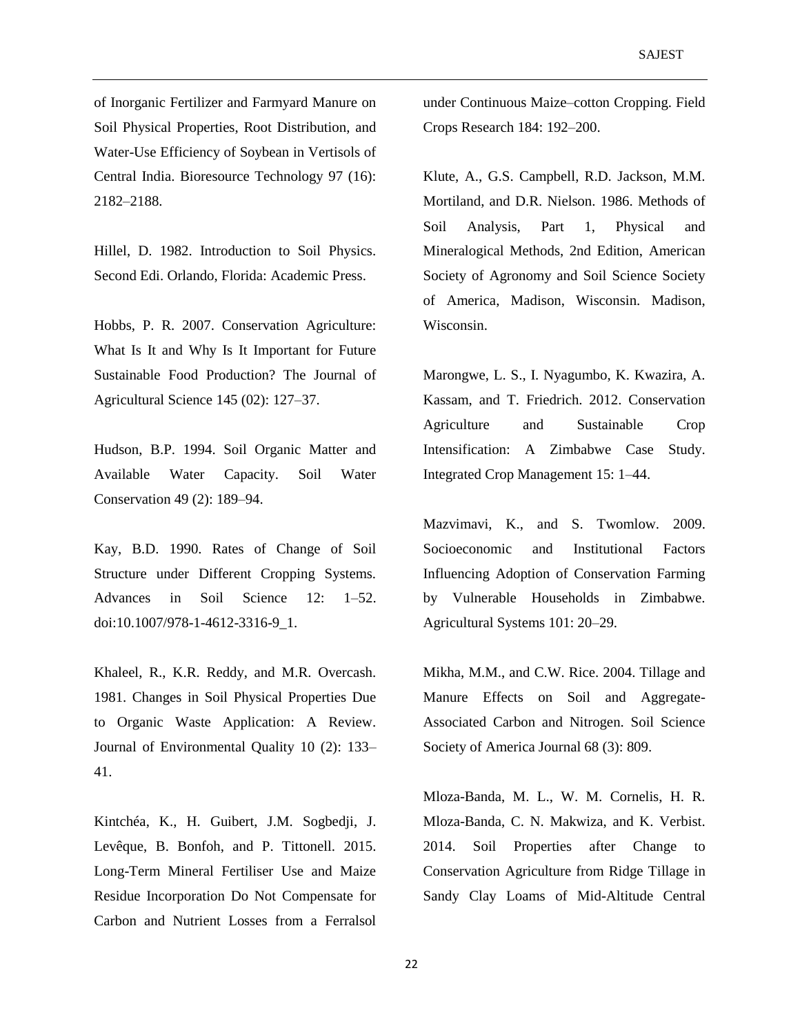of Inorganic Fertilizer and Farmyard Manure on Soil Physical Properties, Root Distribution, and Water-Use Efficiency of Soybean in Vertisols of Central India. Bioresource Technology 97 (16): 2182–2188.

Hillel, D. 1982. Introduction to Soil Physics. Second Edi. Orlando, Florida: Academic Press.

Hobbs, P. R. 2007. Conservation Agriculture: What Is It and Why Is It Important for Future Sustainable Food Production? The Journal of Agricultural Science 145 (02): 127–37.

Hudson, B.P. 1994. Soil Organic Matter and Available Water Capacity. Soil Water Conservation 49 (2): 189–94.

Kay, B.D. 1990. Rates of Change of Soil Structure under Different Cropping Systems. Advances in Soil Science 12: 1–52. doi:10.1007/978-1-4612-3316-9_1.

Khaleel, R., K.R. Reddy, and M.R. Overcash. 1981. Changes in Soil Physical Properties Due to Organic Waste Application: A Review. Journal of Environmental Quality 10 (2): 133–41.

Kintchéa, K., H. Guibert, J.M. Sogbedji, J. Levêque, B. Bonfoh, and P. Tittonell. 2015. Long-Term Mineral Fertiliser Use and Maize Residue Incorporation Do Not Compensate for Carbon and Nutrient Losses from a Ferralsol under Continuous Maize–cotton Cropping. Field Crops Research 184: 192–200.

Klute, A., G.S. Campbell, R.D. Jackson, M.M. Mortiland, and D.R. Nielson. 1986. Methods of Soil Analysis, Part 1, Physical and Mineralogical Methods, 2nd Edition, American Society of Agronomy and Soil Science Society of America, Madison, Wisconsin. Madison, Wisconsin.

Marongwe, L. S., I. Nyagumbo, K. Kwazira, A. Kassam, and T. Friedrich. 2012. Conservation Agriculture and Sustainable Crop Intensification: A Zimbabwe Case Study. Integrated Crop Management 15: 1–44.

Mazvimavi, K., and S. Twomlow. 2009. Socioeconomic and Institutional Factors Influencing Adoption of Conservation Farming by Vulnerable Households in Zimbabwe. Agricultural Systems 101: 20–29.

Mikha, M.M., and C.W. Rice. 2004. Tillage and Manure Effects on Soil and Aggregate-Associated Carbon and Nitrogen. Soil Science Society of America Journal 68 (3): 809.

Mloza-Banda, M. L., W. M. Cornelis, H. R. Mloza-Banda, C. N. Makwiza, and K. Verbist. 2014. Soil Properties after Change to Conservation Agriculture from Ridge Tillage in Sandy Clay Loams of Mid-Altitude Central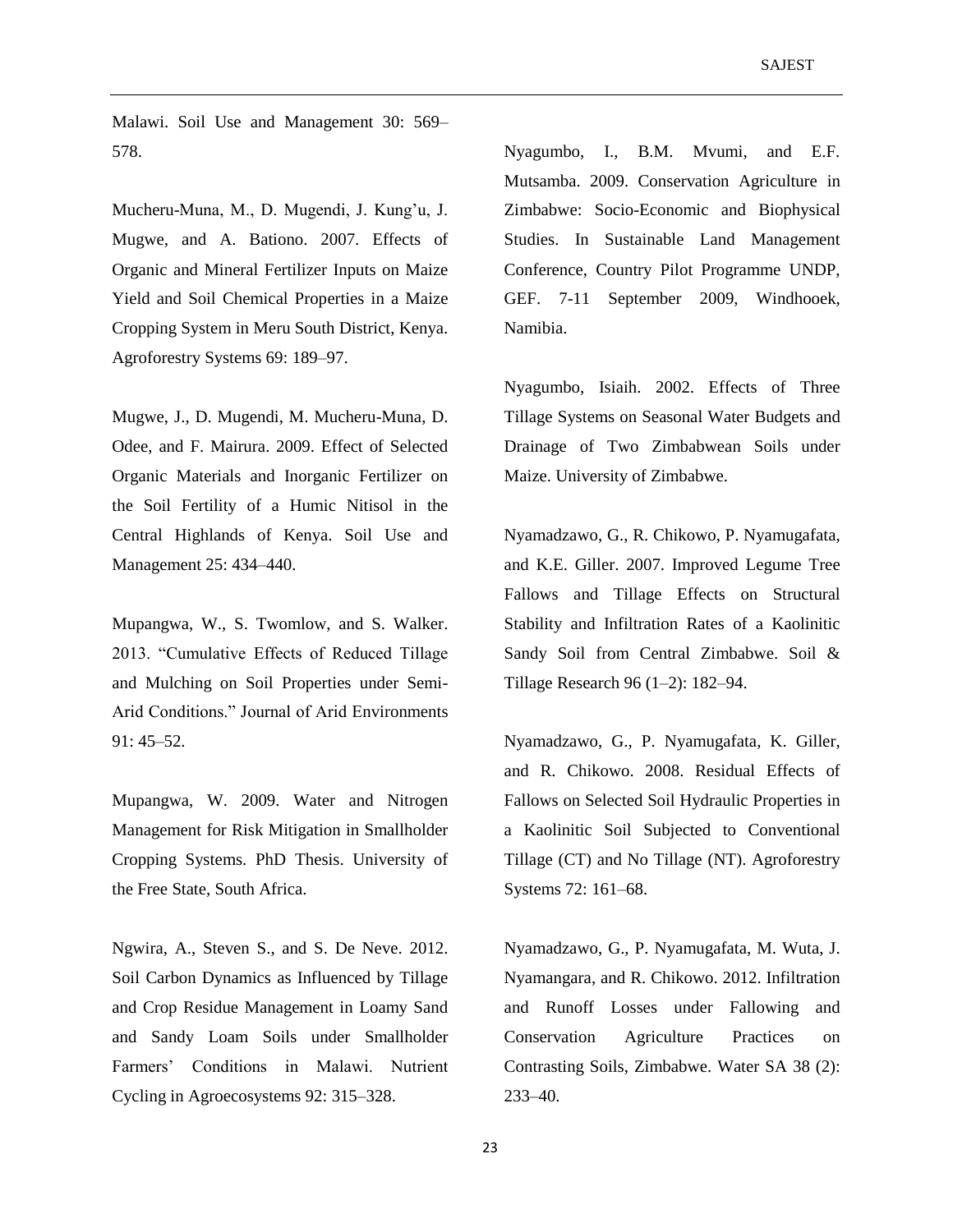Malawi. Soil Use and Management 30: 569–578.

Mucheru-Muna, M., D. Mugendi, J. Kung'u, J. Mugwe, and A. Bationo. 2007. Effects of Organic and Mineral Fertilizer Inputs on Maize Yield and Soil Chemical Properties in a Maize Cropping System in Meru South District, Kenya. Agroforestry Systems 69: 189–97.

Mugwe, J., D. Mugendi, M. Mucheru-Muna, D. Odee, and F. Mairura. 2009. Effect of Selected Organic Materials and Inorganic Fertilizer on the Soil Fertility of a Humic Nitisol in the Central Highlands of Kenya. Soil Use and Management 25: 434–440.

Mupangwa, W., S. Twomlow, and S. Walker. 2013. "Cumulative Effects of Reduced Tillage and Mulching on Soil Properties under Semi-Arid Conditions." Journal of Arid Environments 91: 45–52.

Mupangwa, W. 2009. Water and Nitrogen Management for Risk Mitigation in Smallholder Cropping Systems. PhD Thesis. University of the Free State, South Africa.

Ngwira, A., Steven S., and S. De Neve. 2012. Soil Carbon Dynamics as Influenced by Tillage and Crop Residue Management in Loamy Sand and Sandy Loam Soils under Smallholder Farmers' Conditions in Malawi. Nutrient Cycling in Agroecosystems 92: 315–328.

Nyagumbo, I., B.M. Mvumi, and E.F. Mutsamba. 2009. Conservation Agriculture in Zimbabwe: Socio-Economic and Biophysical Studies. In Sustainable Land Management Conference, Country Pilot Programme UNDP, GEF. 7-11 September 2009, Windhooek, Namibia.

Nyagumbo, Isiaih. 2002. Effects of Three Tillage Systems on Seasonal Water Budgets and Drainage of Two Zimbabwean Soils under Maize. University of Zimbabwe.

Nyamadzawo, G., R. Chikowo, P. Nyamugafata, and K.E. Giller. 2007. Improved Legume Tree Fallows and Tillage Effects on Structural Stability and Infiltration Rates of a Kaolinitic Sandy Soil from Central Zimbabwe. Soil & Tillage Research 96 (1–2): 182–94.

Nyamadzawo, G., P. Nyamugafata, K. Giller, and R. Chikowo. 2008. Residual Effects of Fallows on Selected Soil Hydraulic Properties in a Kaolinitic Soil Subjected to Conventional Tillage (CT) and No Tillage (NT). Agroforestry Systems 72: 161–68.

Nyamadzawo, G., P. Nyamugafata, M. Wuta, J. Nyamangara, and R. Chikowo. 2012. Infiltration and Runoff Losses under Fallowing and Conservation Agriculture Practices on Contrasting Soils, Zimbabwe. Water SA 38 (2): 233–40.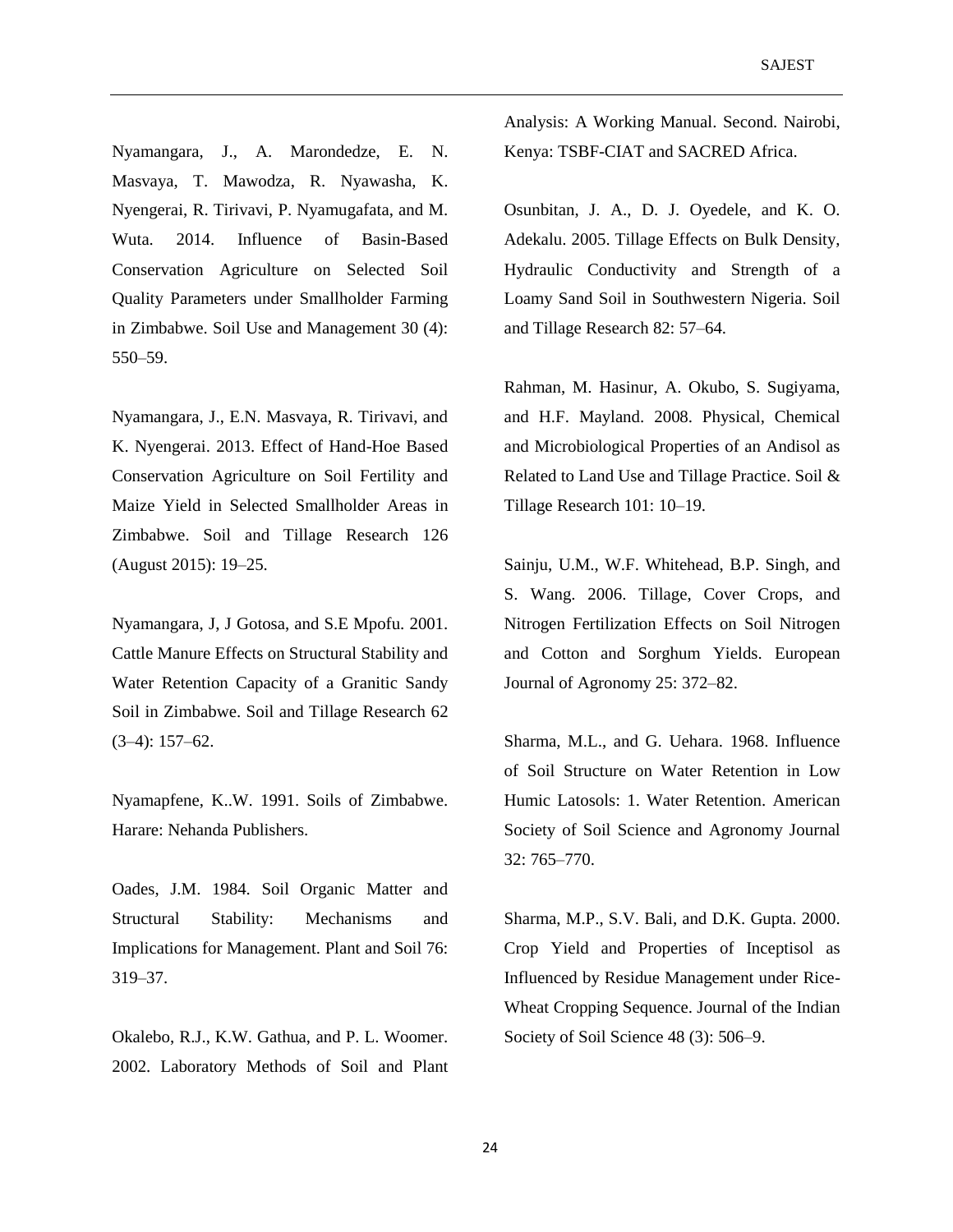Nyamangara, J., A. Marondedze, E. N. Masvaya, T. Mawodza, R. Nyawasha, K. Nyengerai, R. Tirivavi, P. Nyamugafata, and M. Wuta. 2014. Influence of Basin-Based Conservation Agriculture on Selected Soil Quality Parameters under Smallholder Farming in Zimbabwe. Soil Use and Management 30 (4): 550–59.

Nyamangara, J., E.N. Masvaya, R. Tirivavi, and K. Nyengerai. 2013. Effect of Hand-Hoe Based Conservation Agriculture on Soil Fertility and Maize Yield in Selected Smallholder Areas in Zimbabwe. Soil and Tillage Research 126 (August 2015): 19–25.

Nyamangara, J, J Gotosa, and S.E Mpofu. 2001. Cattle Manure Effects on Structural Stability and Water Retention Capacity of a Granitic Sandy Soil in Zimbabwe. Soil and Tillage Research 62 (3–4): 157–62.

Nyamapfene, K..W. 1991. Soils of Zimbabwe. Harare: Nehanda Publishers.

Oades, J.M. 1984. Soil Organic Matter and Structural Stability: Mechanisms and Implications for Management. Plant and Soil 76: 319–37.

Okalebo, R.J., K.W. Gathua, and P. L. Woomer. 2002. Laboratory Methods of Soil and Plant Analysis: A Working Manual. Second. Nairobi, Kenya: TSBF-CIAT and SACRED Africa.

Osunbitan, J. A., D. J. Oyedele, and K. O. Adekalu. 2005. Tillage Effects on Bulk Density, Hydraulic Conductivity and Strength of a Loamy Sand Soil in Southwestern Nigeria. Soil and Tillage Research 82: 57–64.

Rahman, M. Hasinur, A. Okubo, S. Sugiyama, and H.F. Mayland. 2008. Physical, Chemical and Microbiological Properties of an Andisol as Related to Land Use and Tillage Practice. Soil & Tillage Research 101: 10–19.

Sainju, U.M., W.F. Whitehead, B.P. Singh, and S. Wang. 2006. Tillage, Cover Crops, and Nitrogen Fertilization Effects on Soil Nitrogen and Cotton and Sorghum Yields. European Journal of Agronomy 25: 372–82.

Sharma, M.L., and G. Uehara. 1968. Influence of Soil Structure on Water Retention in Low Humic Latosols: 1. Water Retention. American Society of Soil Science and Agronomy Journal 32: 765–770.

Sharma, M.P., S.V. Bali, and D.K. Gupta. 2000. Crop Yield and Properties of Inceptisol as Influenced by Residue Management under Rice-Wheat Cropping Sequence. Journal of the Indian Society of Soil Science 48 (3): 506–9.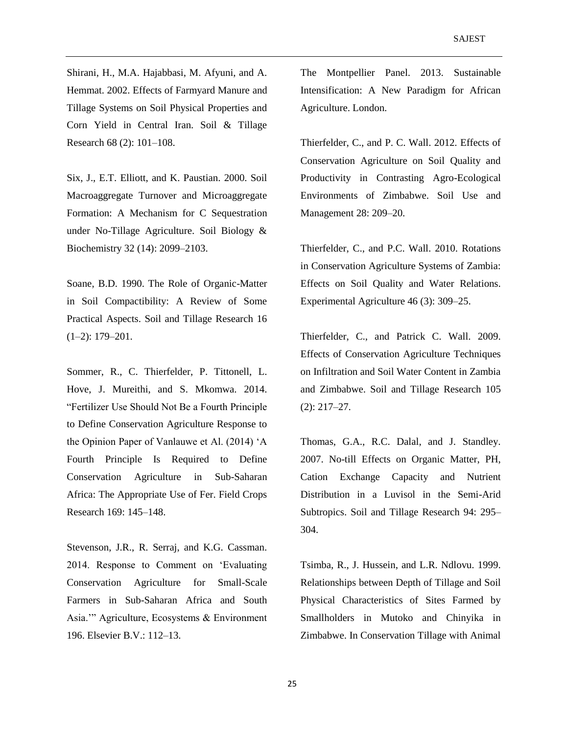Shirani, H., M.A. Hajabbasi, M. Afyuni, and A. Hemmat. 2002. Effects of Farmyard Manure and Tillage Systems on Soil Physical Properties and Corn Yield in Central Iran. Soil & Tillage Research 68 (2): 101–108.

Six, J., E.T. Elliott, and K. Paustian. 2000. Soil Macroaggregate Turnover and Microaggregate Formation: A Mechanism for C Sequestration under No-Tillage Agriculture. Soil Biology & Biochemistry 32 (14): 2099–2103.

Soane, B.D. 1990. The Role of Organic-Matter in Soil Compactibility: A Review of Some Practical Aspects. Soil and Tillage Research 16 (1–2): 179–201.

Sommer, R., C. Thierfelder, P. Tittonell, L. Hove, J. Mureithi, and S. Mkomwa. 2014. "Fertilizer Use Should Not Be a Fourth Principle to Define Conservation Agriculture Response to the Opinion Paper of Vanlauwe et Al. (2014) 'A Fourth Principle Is Required to Define Conservation Agriculture in Sub-Saharan Africa: The Appropriate Use of Fer. Field Crops Research 169: 145–148.

Stevenson, J.R., R. Serraj, and K.G. Cassman. 2014. Response to Comment on 'Evaluating Conservation Agriculture for Small-Scale Farmers in Sub-Saharan Africa and South Asia.'" Agriculture, Ecosystems & Environment 196. Elsevier B.V.: 112–13.

The Montpellier Panel. 2013. Sustainable Intensification: A New Paradigm for African Agriculture. London.

Thierfelder, C., and P. C. Wall. 2012. Effects of Conservation Agriculture on Soil Quality and Productivity in Contrasting Agro-Ecological Environments of Zimbabwe. Soil Use and Management 28: 209–20.

Thierfelder, C., and P.C. Wall. 2010. Rotations in Conservation Agriculture Systems of Zambia: Effects on Soil Quality and Water Relations. Experimental Agriculture 46 (3): 309–25.

Thierfelder, C., and Patrick C. Wall. 2009. Effects of Conservation Agriculture Techniques on Infiltration and Soil Water Content in Zambia and Zimbabwe. Soil and Tillage Research 105 (2): 217–27.

Thomas, G.A., R.C. Dalal, and J. Standley. 2007. No-till Effects on Organic Matter, PH, Cation Exchange Capacity and Nutrient Distribution in a Luvisol in the Semi-Arid Subtropics. Soil and Tillage Research 94: 295–304.

Tsimba, R., J. Hussein, and L.R. Ndlovu. 1999. Relationships between Depth of Tillage and Soil Physical Characteristics of Sites Farmed by Smallholders in Mutoko and Chinyika in Zimbabwe. In Conservation Tillage with Animal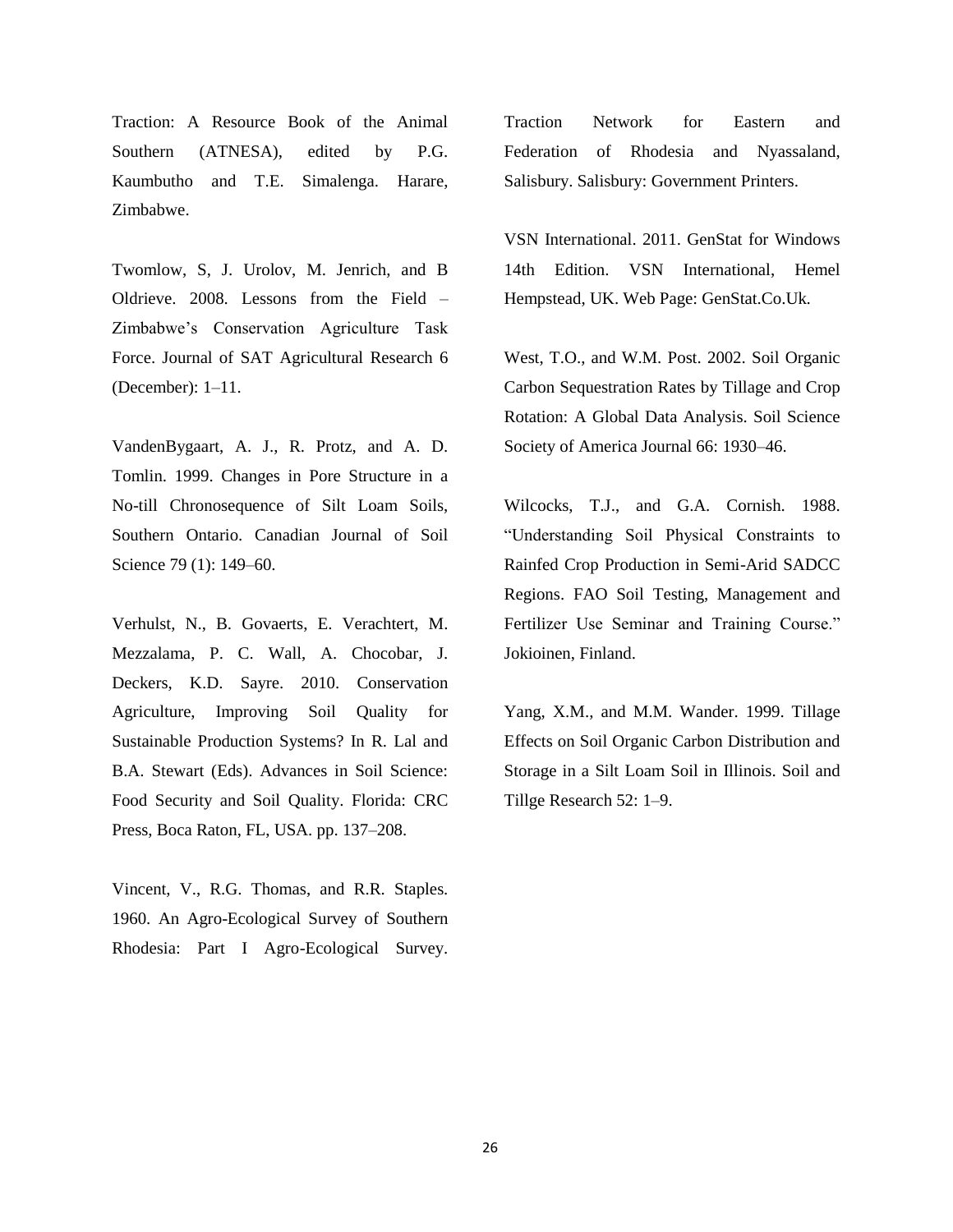Traction: A Resource Book of the Animal Traction Network for Eastern and Southern (ATNESA), edited by P.G. Kaumbutho and T.E. Simalenga. Harare, Zimbabwe.

Twomlow, S, J. Urolov, M. Jenrich, and B Oldrieve. 2008. Lessons from the Field – Zimbabwe's Conservation Agriculture Task Force. Journal of SAT Agricultural Research 6 (December): 1–11.

VandenBygaart, A. J., R. Protz, and A. D. Tomlin. 1999. Changes in Pore Structure in a No-till Chronosequence of Silt Loam Soils, Southern Ontario. Canadian Journal of Soil Science 79 (1): 149–60.

Verhulst, N., B. Govaerts, E. Verachtert, M. Mezzalama, P. C. Wall, A. Chocobar, J. Deckers, K.D. Sayre. 2010. Conservation Agriculture, Improving Soil Quality for Sustainable Production Systems? In R. Lal and B.A. Stewart (Eds). Advances in Soil Science: Food Security and Soil Quality. Florida: CRC Press, Boca Raton, FL, USA. pp. 137–208.

Vincent, V., R.G. Thomas, and R.R. Staples. 1960. An Agro-Ecological Survey of Southern Rhodesia: Part I Agro-Ecological Survey. Federation of Rhodesia and Nyassaland, Salisbury. Salisbury: Government Printers.

VSN International. 2011. GenStat for Windows 14th Edition. VSN International, Hemel Hempstead, UK. Web Page: GenStat.Co.Uk.

West, T.O., and W.M. Post. 2002. Soil Organic Carbon Sequestration Rates by Tillage and Crop Rotation: A Global Data Analysis. Soil Science Society of America Journal 66: 1930–46.

Wilcocks, T.J., and G.A. Cornish. 1988. "Understanding Soil Physical Constraints to Rainfed Crop Production in Semi-Arid SADCC Regions. FAO Soil Testing, Management and Fertilizer Use Seminar and Training Course." Jokioinen, Finland.

Yang, X.M., and M.M. Wander. 1999. Tillage Effects on Soil Organic Carbon Distribution and Storage in a Silt Loam Soil in Illinois. Soil and Tillge Research 52: 1–9.